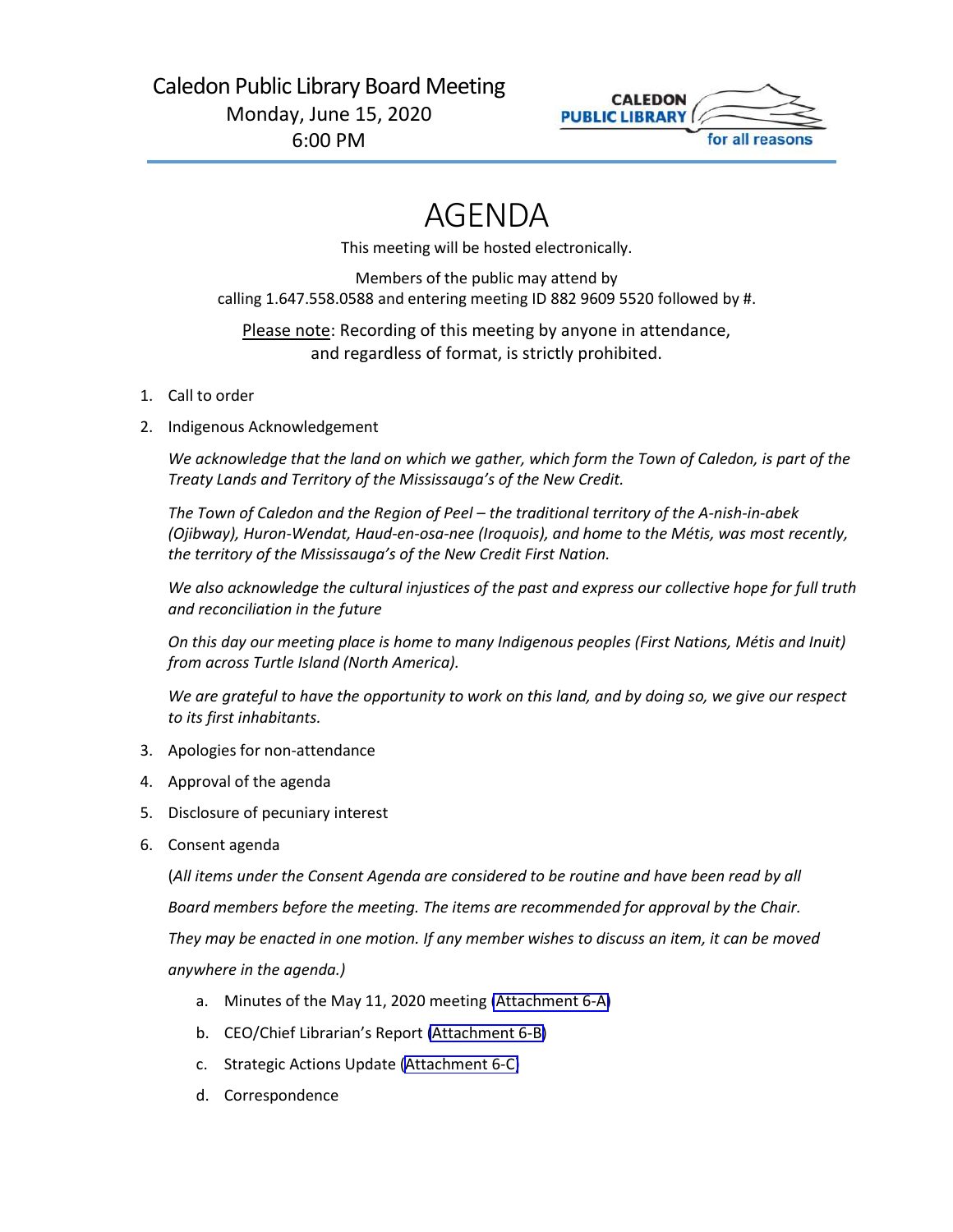Caledon Public Library Board Meeting
Monday, June 15, 2020
6:00 PM

CALEDON PUBLIC LIBRARY for all reasons

# AGENDA

This meeting will be hosted electronically.

Members of the public may attend by calling 1.647.558.0588 and entering meeting ID 882 9609 5520 followed by #.

Please note: Recording of this meeting by anyone in attendance, and regardless of format, is strictly prohibited.

1. Call to order
2. Indigenous Acknowledgement

   *We acknowledge that the land on which we gather, which form the Town of Caledon, is part of the Treaty Lands and Territory of the Mississauga's of the New Credit.*

   *The Town of Caledon and the Region of Peel – the traditional territory of the A-nish-in-abek (Ojibway), Huron-Wendat, Haud-en-osa-nee (Iroquois), and home to the Métis, was most recently, the territory of the Mississauga's of the New Credit First Nation.*

   *We also acknowledge the cultural injustices of the past and express our collective hope for full truth and reconciliation in the future*

   *On this day our meeting place is home to many Indigenous peoples (First Nations, Métis and Inuit) from across Turtle Island (North America).*

   *We are grateful to have the opportunity to work on this land, and by doing so, we give our respect to its first inhabitants.*

3. Apologies for non-attendance
4. Approval of the agenda
5. Disclosure of pecuniary interest
6. Consent agenda

   (*All items under the Consent Agenda are considered to be routine and have been read by all Board members before the meeting. The items are recommended for approval by the Chair. They may be enacted in one motion. If any member wishes to discuss an item, it can be moved anywhere in the agenda.)*

   a. Minutes of the May 11, 2020 meeting (Attachment 6-A)
   b. CEO/Chief Librarian's Report (Attachment 6-B)
   c. Strategic Actions Update (Attachment 6-C)
   d. Correspondence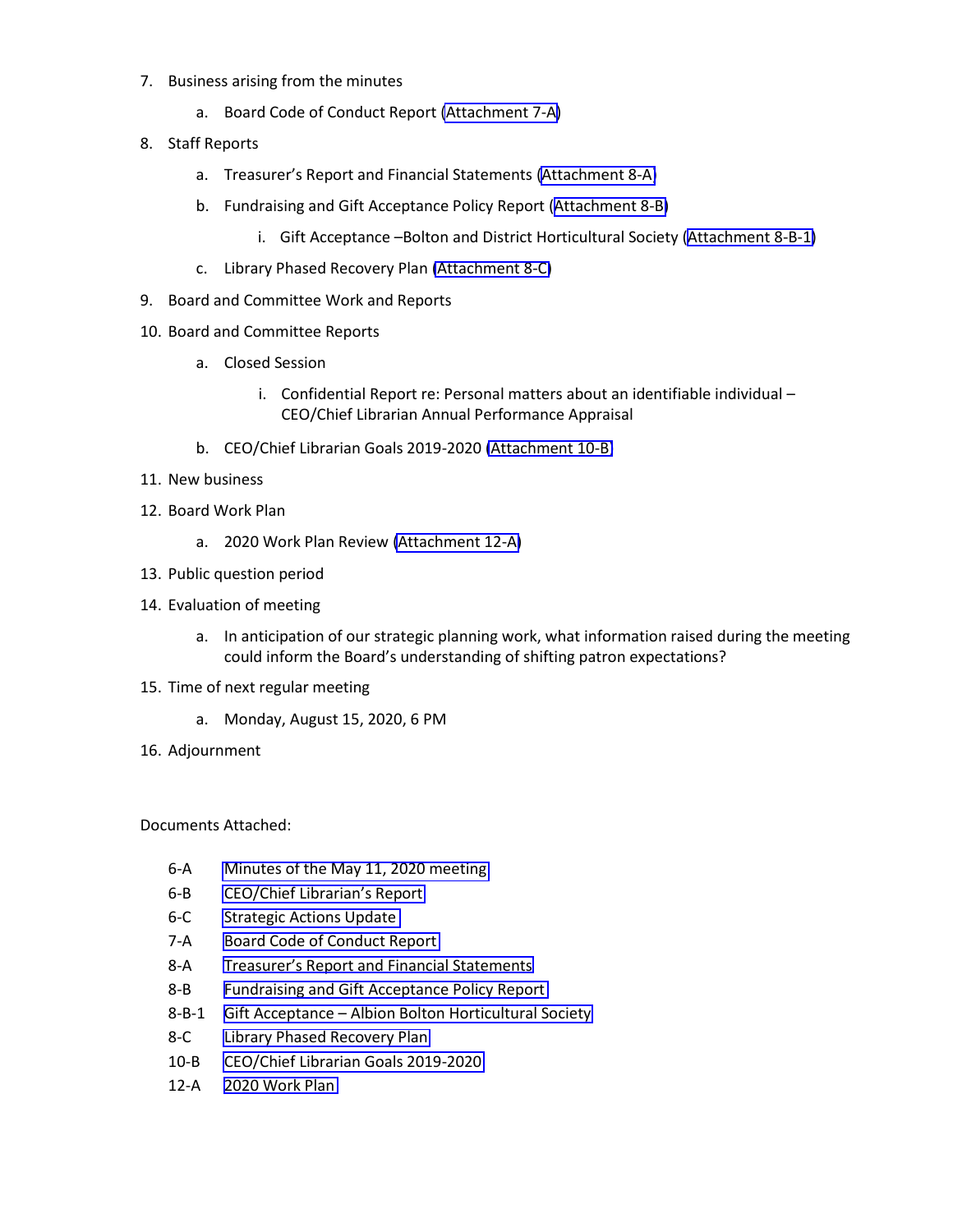7. Business arising from the minutes
    a. Board Code of Conduct Report (Attachment 7-A)
8. Staff Reports
    a. Treasurer's Report and Financial Statements (Attachment 8-A)
    b. Fundraising and Gift Acceptance Policy Report (Attachment 8-B)
        i. Gift Acceptance –Bolton and District Horticultural Society (Attachment 8-B-1)
    c. Library Phased Recovery Plan (Attachment 8-C)
9. Board and Committee Work and Reports
10. Board and Committee Reports
    a. Closed Session
        i. Confidential Report re: Personal matters about an identifiable individual – CEO/Chief Librarian Annual Performance Appraisal
    b. CEO/Chief Librarian Goals 2019-2020 (Attachment 10-B)
11. New business
12. Board Work Plan
    a. 2020 Work Plan Review (Attachment 12-A)
13. Public question period
14. Evaluation of meeting
    a. In anticipation of our strategic planning work, what information raised during the meeting could inform the Board's understanding of shifting patron expectations?
15. Time of next regular meeting
    a. Monday, August 15, 2020, 6 PM
16. Adjournment

Documents Attached:

| | |
|---|---|
| 6-A | Minutes of the May 11, 2020 meeting |
| 6-B | CEO/Chief Librarian's Report |
| 6-C | Strategic Actions Update |
| 7-A | Board Code of Conduct Report |
| 8-A | Treasurer's Report and Financial Statements |
| 8-B | Fundraising and Gift Acceptance Policy Report |
| 8-B-1 | Gift Acceptance – Albion Bolton Horticultural Society |
| 8-C | Library Phased Recovery Plan |
| 10-B | CEO/Chief Librarian Goals 2019-2020 |
| 12-A | 2020 Work Plan |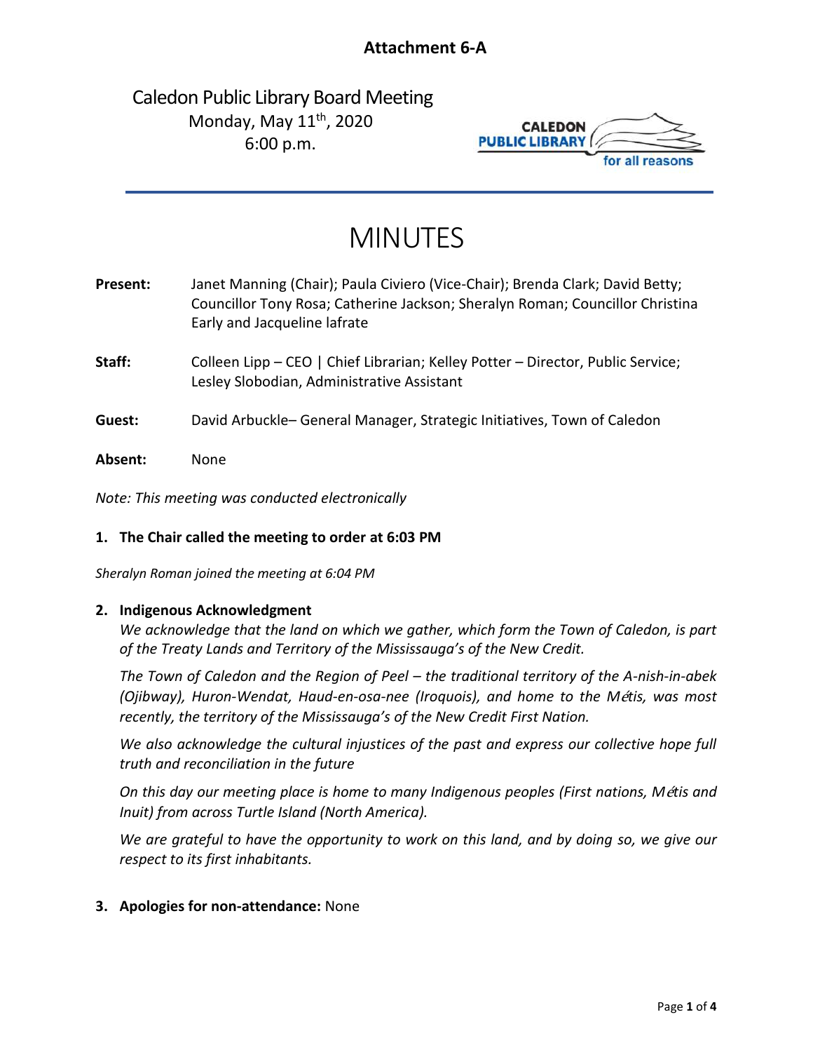**Attachment 6-A**

Caledon Public Library Board Meeting
Monday, May 11th, 2020
6:00 p.m.

# MINUTES

**Present:** Janet Manning (Chair); Paula Civiero (Vice-Chair); Brenda Clark; David Betty; Councillor Tony Rosa; Catherine Jackson; Sheralyn Roman; Councillor Christina Early and Jacqueline lafrate

**Staff:** Colleen Lipp – CEO | Chief Librarian; Kelley Potter – Director, Public Service; Lesley Slobodian, Administrative Assistant

**Guest:** David Arbuckle– General Manager, Strategic Initiatives, Town of Caledon

**Absent:** None

*Note: This meeting was conducted electronically*

**1. The Chair called the meeting to order at 6:03 PM**

*Sheralyn Roman joined the meeting at 6:04 PM*

**2. Indigenous Acknowledgment**

*We acknowledge that the land on which we gather, which form the Town of Caledon, is part of the Treaty Lands and Territory of the Mississauga's of the New Credit.*

*The Town of Caledon and the Region of Peel – the traditional territory of the A-nish-in-abek (Ojibway), Huron-Wendat, Haud-en-osa-nee (Iroquois), and home to the Métis, was most recently, the territory of the Mississauga's of the New Credit First Nation.*

*We also acknowledge the cultural injustices of the past and express our collective hope full truth and reconciliation in the future*

*On this day our meeting place is home to many Indigenous peoples (First nations, Métis and Inuit) from across Turtle Island (North America).*

*We are grateful to have the opportunity to work on this land, and by doing so, we give our respect to its first inhabitants.*

**3. Apologies for non-attendance:** None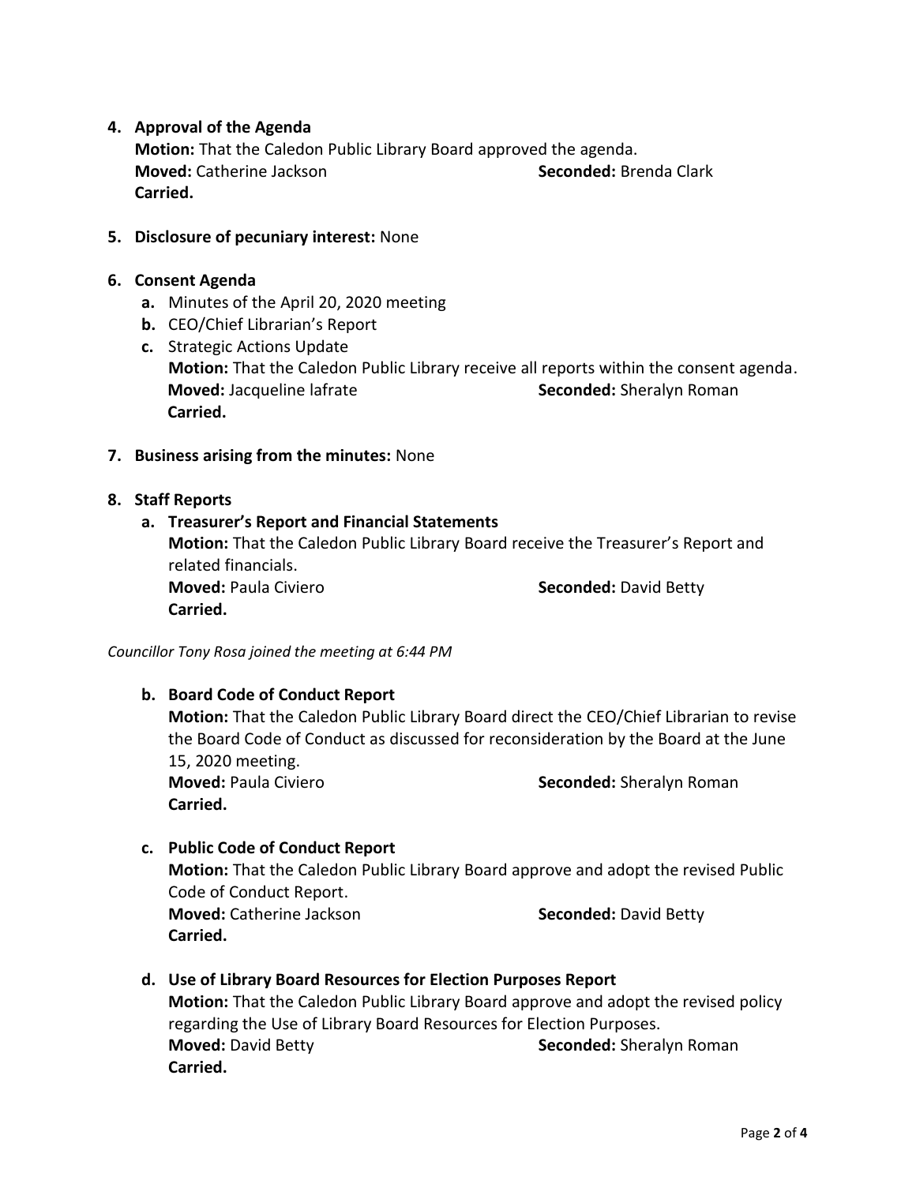4. **Approval of the Agenda**
   **Motion:** That the Caledon Public Library Board approved the agenda.
   **Moved:** Catherine Jackson **Seconded:** Brenda Clark
   **Carried.**

5. **Disclosure of pecuniary interest:** None

6. **Consent Agenda**
   a. Minutes of the April 20, 2020 meeting
   b. CEO/Chief Librarian's Report
   c. Strategic Actions Update
   **Motion:** That the Caledon Public Library receive all reports within the consent agenda.
   **Moved:** Jacqueline lafrate **Seconded:** Sheralyn Roman
   **Carried.**

7. **Business arising from the minutes:** None

8. **Staff Reports**
   a. **Treasurer's Report and Financial Statements**
   **Motion:** That the Caledon Public Library Board receive the Treasurer's Report and related financials.
   **Moved:** Paula Civiero **Seconded:** David Betty
   **Carried.**

*Councillor Tony Rosa joined the meeting at 6:44 PM*

   b. **Board Code of Conduct Report**
   **Motion:** That the Caledon Public Library Board direct the CEO/Chief Librarian to revise the Board Code of Conduct as discussed for reconsideration by the Board at the June 15, 2020 meeting.
   **Moved:** Paula Civiero **Seconded:** Sheralyn Roman
   **Carried.**

   c. **Public Code of Conduct Report**
   **Motion:** That the Caledon Public Library Board approve and adopt the revised Public Code of Conduct Report.
   **Moved:** Catherine Jackson **Seconded:** David Betty
   **Carried.**

   d. **Use of Library Board Resources for Election Purposes Report**
   **Motion:** That the Caledon Public Library Board approve and adopt the revised policy regarding the Use of Library Board Resources for Election Purposes.
   **Moved:** David Betty **Seconded:** Sheralyn Roman
   **Carried.**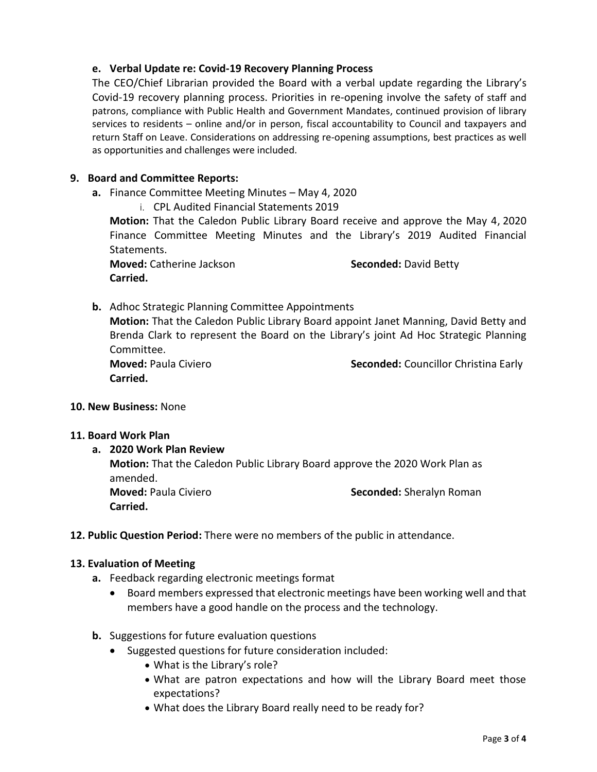**e. Verbal Update re: Covid-19 Recovery Planning Process**

The CEO/Chief Librarian provided the Board with a verbal update regarding the Library's Covid-19 recovery planning process. Priorities in re-opening involve the safety of staff and patrons, compliance with Public Health and Government Mandates, continued provision of library services to residents – online and/or in person, fiscal accountability to Council and taxpayers and return Staff on Leave. Considerations on addressing re-opening assumptions, best practices as well as opportunities and challenges were included.

## 9. Board and Committee Reports:

**a.** Finance Committee Meeting Minutes – May 4, 2020

i. CPL Audited Financial Statements 2019

**Motion:** That the Caledon Public Library Board receive and approve the May 4, 2020 Finance Committee Meeting Minutes and the Library's 2019 Audited Financial Statements.

**Moved:** Catherine Jackson **Seconded:** David Betty

**Carried.**

**b.** Adhoc Strategic Planning Committee Appointments

**Motion:** That the Caledon Public Library Board appoint Janet Manning, David Betty and Brenda Clark to represent the Board on the Library's joint Ad Hoc Strategic Planning Committee.

**Moved:** Paula Civiero **Seconded:** Councillor Christina Early

**Carried.**

## 10. New Business: None

## 11. Board Work Plan

**a. 2020 Work Plan Review**

**Motion:** That the Caledon Public Library Board approve the 2020 Work Plan as amended.

**Moved:** Paula Civiero **Seconded:** Sheralyn Roman

**Carried.**

## 12. Public Question Period: There were no members of the public in attendance.

## 13. Evaluation of Meeting

**a.** Feedback regarding electronic meetings format

- Board members expressed that electronic meetings have been working well and that members have a good handle on the process and the technology.

**b.** Suggestions for future evaluation questions

- Suggested questions for future consideration included:
  - What is the Library's role?
  - What are patron expectations and how will the Library Board meet those expectations?
  - What does the Library Board really need to be ready for?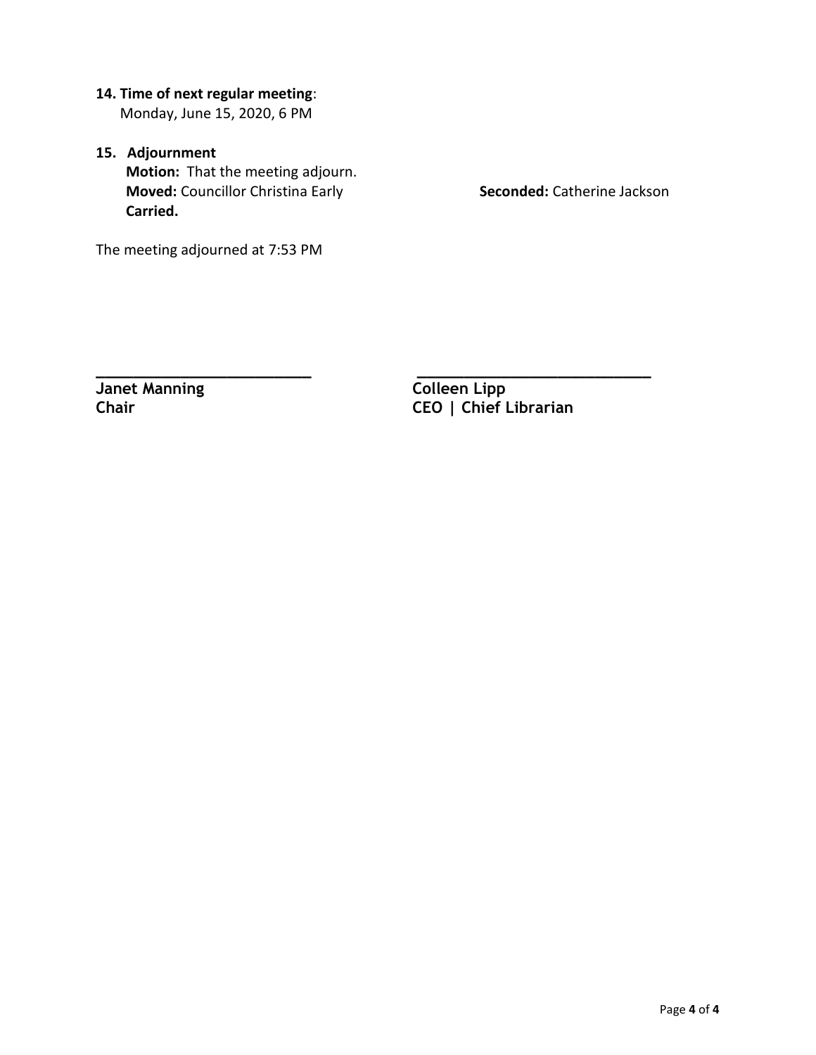**14. Time of next regular meeting**:
Monday, June 15, 2020, 6 PM

**15. Adjournment**
**Motion:** That the meeting adjourn.
**Moved:** Councillor Christina Early **Seconded:** Catherine Jackson
**Carried.**

The meeting adjourned at 7:53 PM

\_\_\_\_\_\_\_\_\_\_\_\_\_\_\_\_\_\_\_\_\_\_\_\_\_\_
**Janet Manning**
**Chair**

\_\_\_\_\_\_\_\_\_\_\_\_\_\_\_\_\_\_\_\_\_\_\_\_\_\_
**Colleen Lipp**
**CEO | Chief Librarian**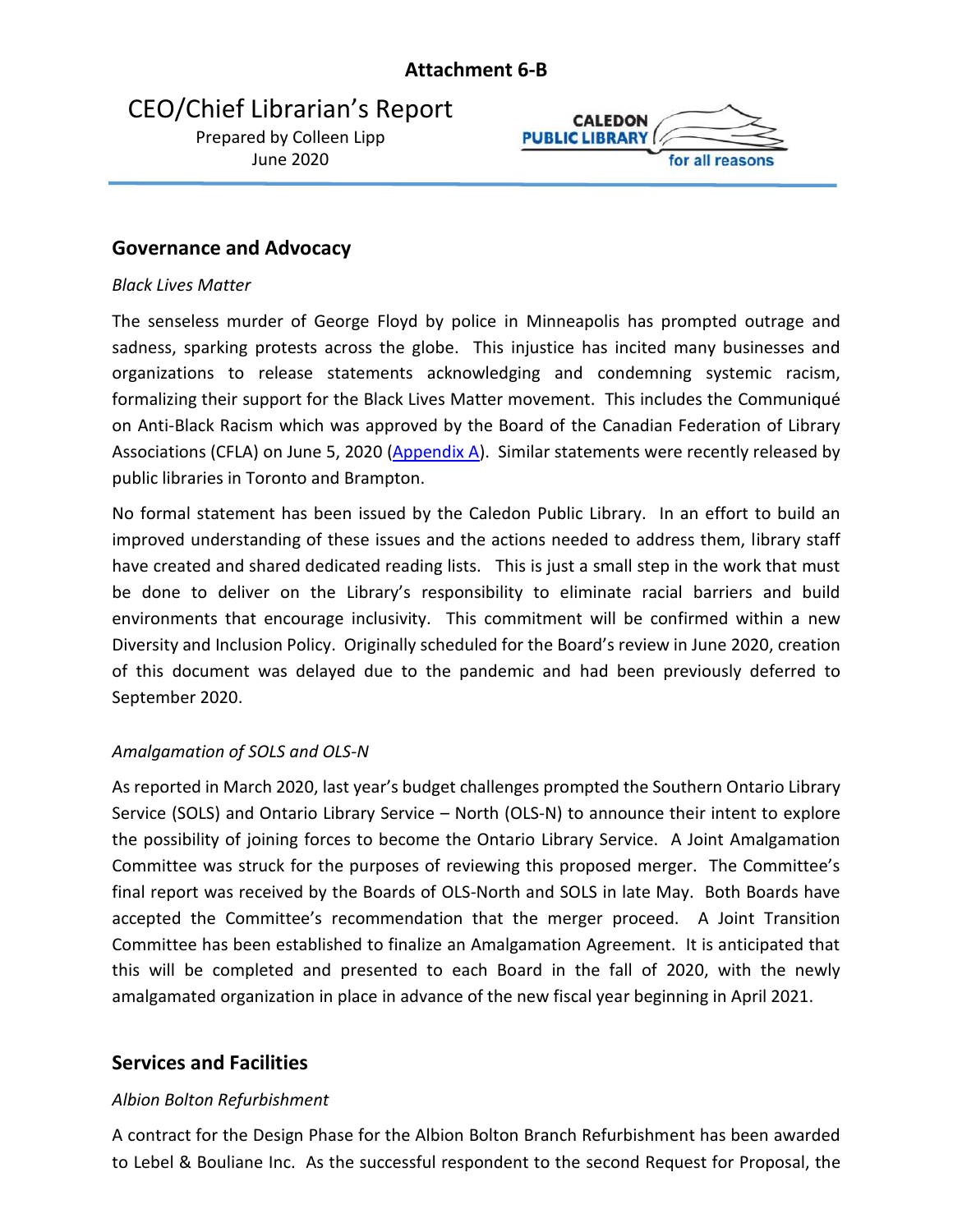**Attachment 6-B**

# CEO/Chief Librarian's Report

Prepared by Colleen Lipp
June 2020

CALEDON PUBLIC LIBRARY for all reasons

## Governance and Advocacy

*Black Lives Matter*

The senseless murder of George Floyd by police in Minneapolis has prompted outrage and sadness, sparking protests across the globe. This injustice has incited many businesses and organizations to release statements acknowledging and condemning systemic racism, formalizing their support for the Black Lives Matter movement. This includes the Communiqué on Anti-Black Racism which was approved by the Board of the Canadian Federation of Library Associations (CFLA) on June 5, 2020 (Appendix A). Similar statements were recently released by public libraries in Toronto and Brampton.

No formal statement has been issued by the Caledon Public Library. In an effort to build an improved understanding of these issues and the actions needed to address them, library staff have created and shared dedicated reading lists. This is just a small step in the work that must be done to deliver on the Library's responsibility to eliminate racial barriers and build environments that encourage inclusivity. This commitment will be confirmed within a new Diversity and Inclusion Policy. Originally scheduled for the Board's review in June 2020, creation of this document was delayed due to the pandemic and had been previously deferred to September 2020.

*Amalgamation of SOLS and OLS-N*

As reported in March 2020, last year's budget challenges prompted the Southern Ontario Library Service (SOLS) and Ontario Library Service – North (OLS-N) to announce their intent to explore the possibility of joining forces to become the Ontario Library Service. A Joint Amalgamation Committee was struck for the purposes of reviewing this proposed merger. The Committee's final report was received by the Boards of OLS-North and SOLS in late May. Both Boards have accepted the Committee's recommendation that the merger proceed. A Joint Transition Committee has been established to finalize an Amalgamation Agreement. It is anticipated that this will be completed and presented to each Board in the fall of 2020, with the newly amalgamated organization in place in advance of the new fiscal year beginning in April 2021.

## Services and Facilities

*Albion Bolton Refurbishment*

A contract for the Design Phase for the Albion Bolton Branch Refurbishment has been awarded to Lebel & Bouliane Inc. As the successful respondent to the second Request for Proposal, the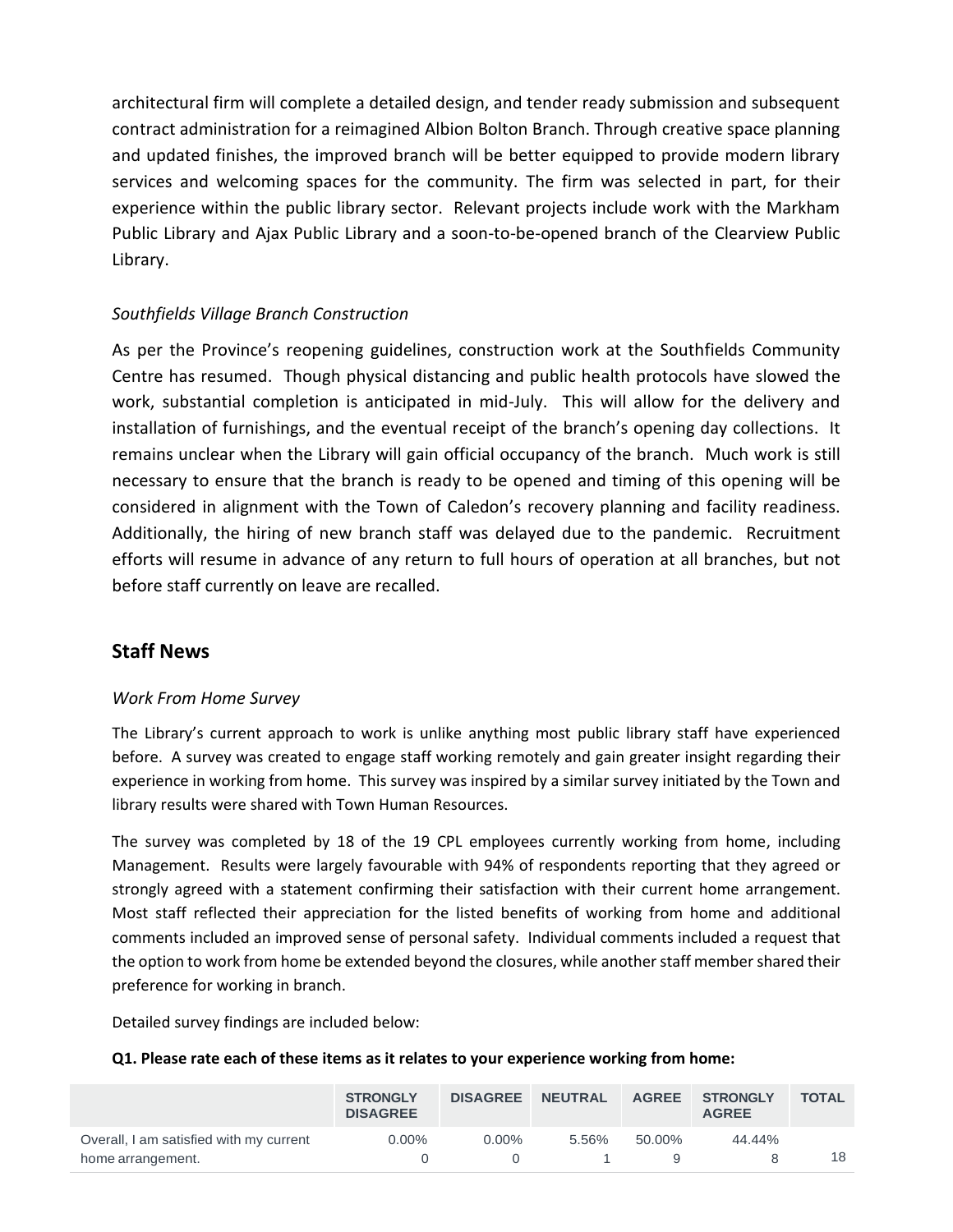architectural firm will complete a detailed design, and tender ready submission and subsequent contract administration for a reimagined Albion Bolton Branch. Through creative space planning and updated finishes, the improved branch will be better equipped to provide modern library services and welcoming spaces for the community. The firm was selected in part, for their experience within the public library sector. Relevant projects include work with the Markham Public Library and Ajax Public Library and a soon-to-be-opened branch of the Clearview Public Library.

*Southfields Village Branch Construction*

As per the Province's reopening guidelines, construction work at the Southfields Community Centre has resumed. Though physical distancing and public health protocols have slowed the work, substantial completion is anticipated in mid-July. This will allow for the delivery and installation of furnishings, and the eventual receipt of the branch's opening day collections. It remains unclear when the Library will gain official occupancy of the branch. Much work is still necessary to ensure that the branch is ready to be opened and timing of this opening will be considered in alignment with the Town of Caledon's recovery planning and facility readiness. Additionally, the hiring of new branch staff was delayed due to the pandemic. Recruitment efforts will resume in advance of any return to full hours of operation at all branches, but not before staff currently on leave are recalled.

## Staff News

*Work From Home Survey*

The Library's current approach to work is unlike anything most public library staff have experienced before. A survey was created to engage staff working remotely and gain greater insight regarding their experience in working from home. This survey was inspired by a similar survey initiated by the Town and library results were shared with Town Human Resources.

The survey was completed by 18 of the 19 CPL employees currently working from home, including Management. Results were largely favourable with 94% of respondents reporting that they agreed or strongly agreed with a statement confirming their satisfaction with their current home arrangement. Most staff reflected their appreciation for the listed benefits of working from home and additional comments included an improved sense of personal safety. Individual comments included a request that the option to work from home be extended beyond the closures, while another staff member shared their preference for working in branch.

Detailed survey findings are included below:

**Q1. Please rate each of these items as it relates to your experience working from home:**

| | STRONGLY DISAGREE | DISAGREE | NEUTRAL | AGREE | STRONGLY AGREE | TOTAL |
|---|---|---|---|---|---|---|
| Overall, I am satisfied with my current home arrangement. | 0.00% 0 | 0.00% 0 | 5.56% 1 | 50.00% 9 | 44.44% 8 | 18 |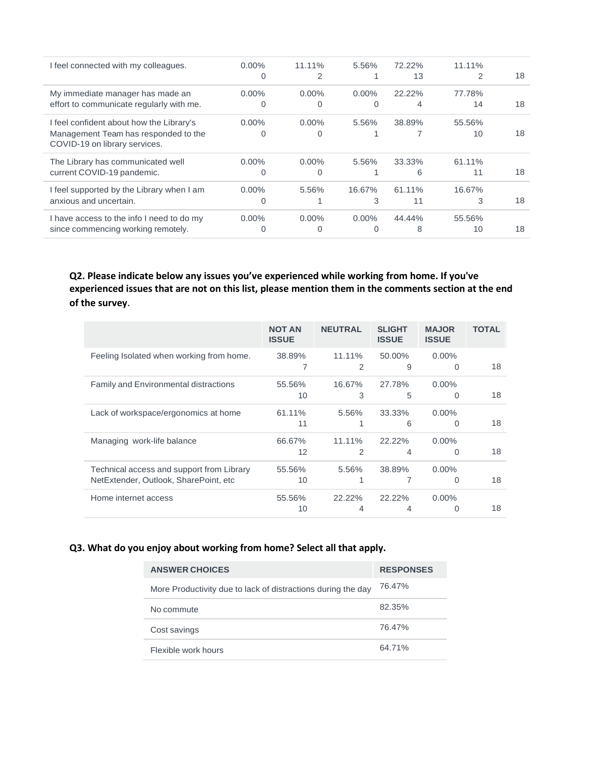| | | | | | | |
|---|---|---|---|---|---|---|
| I feel connected with my colleagues. | 0.00%<br>0 | 11.11%<br>2 | 5.56%<br>1 | 72.22%<br>13 | 11.11%<br>2 | 18 |
| My immediate manager has made an effort to communicate regularly with me. | 0.00%<br>0 | 0.00%<br>0 | 0.00%<br>0 | 22.22%<br>4 | 77.78%<br>14 | 18 |
| I feel confident about how the Library's Management Team has responded to the COVID-19 on library services. | 0.00%<br>0 | 0.00%<br>0 | 5.56%<br>1 | 38.89%<br>7 | 55.56%<br>10 | 18 |
| The Library has communicated well current COVID-19 pandemic. | 0.00%<br>0 | 0.00%<br>0 | 5.56%<br>1 | 33.33%<br>6 | 61.11%<br>11 | 18 |
| I feel supported by the Library when I am anxious and uncertain. | 0.00%<br>0 | 5.56%<br>1 | 16.67%<br>3 | 61.11%<br>11 | 16.67%<br>3 | 18 |
| I have access to the info I need to do my since commencing working remotely. | 0.00%<br>0 | 0.00%<br>0 | 0.00%<br>0 | 44.44%<br>8 | 55.56%<br>10 | 18 |

**Q2. Please indicate below any issues you've experienced while working from home. If you've experienced issues that are not on this list, please mention them in the comments section at the end of the survey**.

| | NOT AN ISSUE | NEUTRAL | SLIGHT ISSUE | MAJOR ISSUE | TOTAL |
|---|---|---|---|---|---|
| Feeling Isolated when working from home. | 38.89%<br>7 | 11.11%<br>2 | 50.00%<br>9 | 0.00%<br>0 | 18 |
| Family and Environmental distractions | 55.56%<br>10 | 16.67%<br>3 | 27.78%<br>5 | 0.00%<br>0 | 18 |
| Lack of workspace/ergonomics at home | 61.11%<br>11 | 5.56%<br>1 | 33.33%<br>6 | 0.00%<br>0 | 18 |
| Managing work-life balance | 66.67%<br>12 | 11.11%<br>2 | 22.22%<br>4 | 0.00%<br>0 | 18 |
| Technical access and support from Library NetExtender, Outlook, SharePoint, etc | 55.56%<br>10 | 5.56%<br>1 | 38.89%<br>7 | 0.00%<br>0 | 18 |
| Home internet access | 55.56%<br>10 | 22.22%<br>4 | 22.22%<br>4 | 0.00%<br>0 | 18 |

**Q3. What do you enjoy about working from home? Select all that apply.**

| ANSWER CHOICES | RESPONSES |
|---|---|
| More Productivity due to lack of distractions during the day | 76.47% |
| No commute | 82.35% |
| Cost savings | 76.47% |
| Flexible work hours | 64.71% |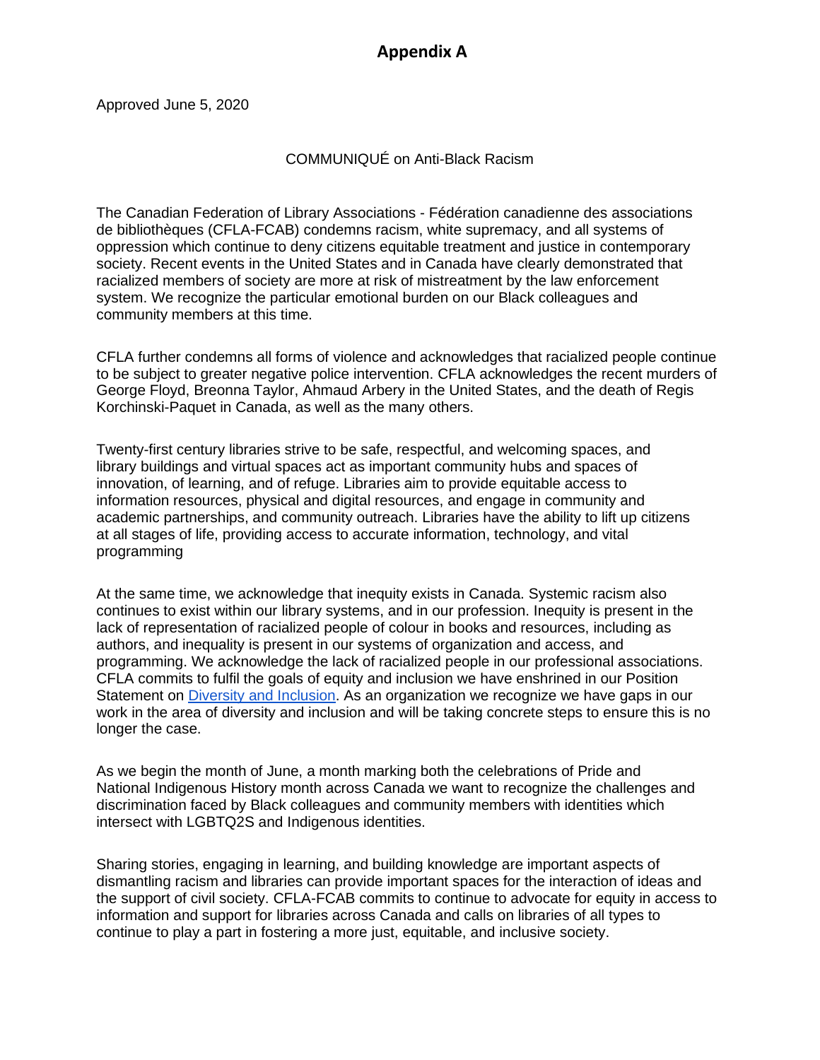# Appendix A

Approved June 5, 2020

COMMUNIQUÉ on Anti-Black Racism

The Canadian Federation of Library Associations - Fédération canadienne des associations de bibliothèques (CFLA-FCAB) condemns racism, white supremacy, and all systems of oppression which continue to deny citizens equitable treatment and justice in contemporary society. Recent events in the United States and in Canada have clearly demonstrated that racialized members of society are more at risk of mistreatment by the law enforcement system. We recognize the particular emotional burden on our Black colleagues and community members at this time.

CFLA further condemns all forms of violence and acknowledges that racialized people continue to be subject to greater negative police intervention. CFLA acknowledges the recent murders of George Floyd, Breonna Taylor, Ahmaud Arbery in the United States, and the death of Regis Korchinski-Paquet in Canada, as well as the many others.

Twenty-first century libraries strive to be safe, respectful, and welcoming spaces, and library buildings and virtual spaces act as important community hubs and spaces of innovation, of learning, and of refuge. Libraries aim to provide equitable access to information resources, physical and digital resources, and engage in community and academic partnerships, and community outreach. Libraries have the ability to lift up citizens at all stages of life, providing access to accurate information, technology, and vital programming

At the same time, we acknowledge that inequity exists in Canada. Systemic racism also continues to exist within our library systems, and in our profession. Inequity is present in the lack of representation of racialized people of colour in books and resources, including as authors, and inequality is present in our systems of organization and access, and programming. We acknowledge the lack of racialized people in our professional associations. CFLA commits to fulfil the goals of equity and inclusion we have enshrined in our Position Statement on [Diversity and Inclusion](). As an organization we recognize we have gaps in our work in the area of diversity and inclusion and will be taking concrete steps to ensure this is no longer the case.

As we begin the month of June, a month marking both the celebrations of Pride and National Indigenous History month across Canada we want to recognize the challenges and discrimination faced by Black colleagues and community members with identities which intersect with LGBTQ2S and Indigenous identities.

Sharing stories, engaging in learning, and building knowledge are important aspects of dismantling racism and libraries can provide important spaces for the interaction of ideas and the support of civil society. CFLA-FCAB commits to continue to advocate for equity in access to information and support for libraries across Canada and calls on libraries of all types to continue to play a part in fostering a more just, equitable, and inclusive society.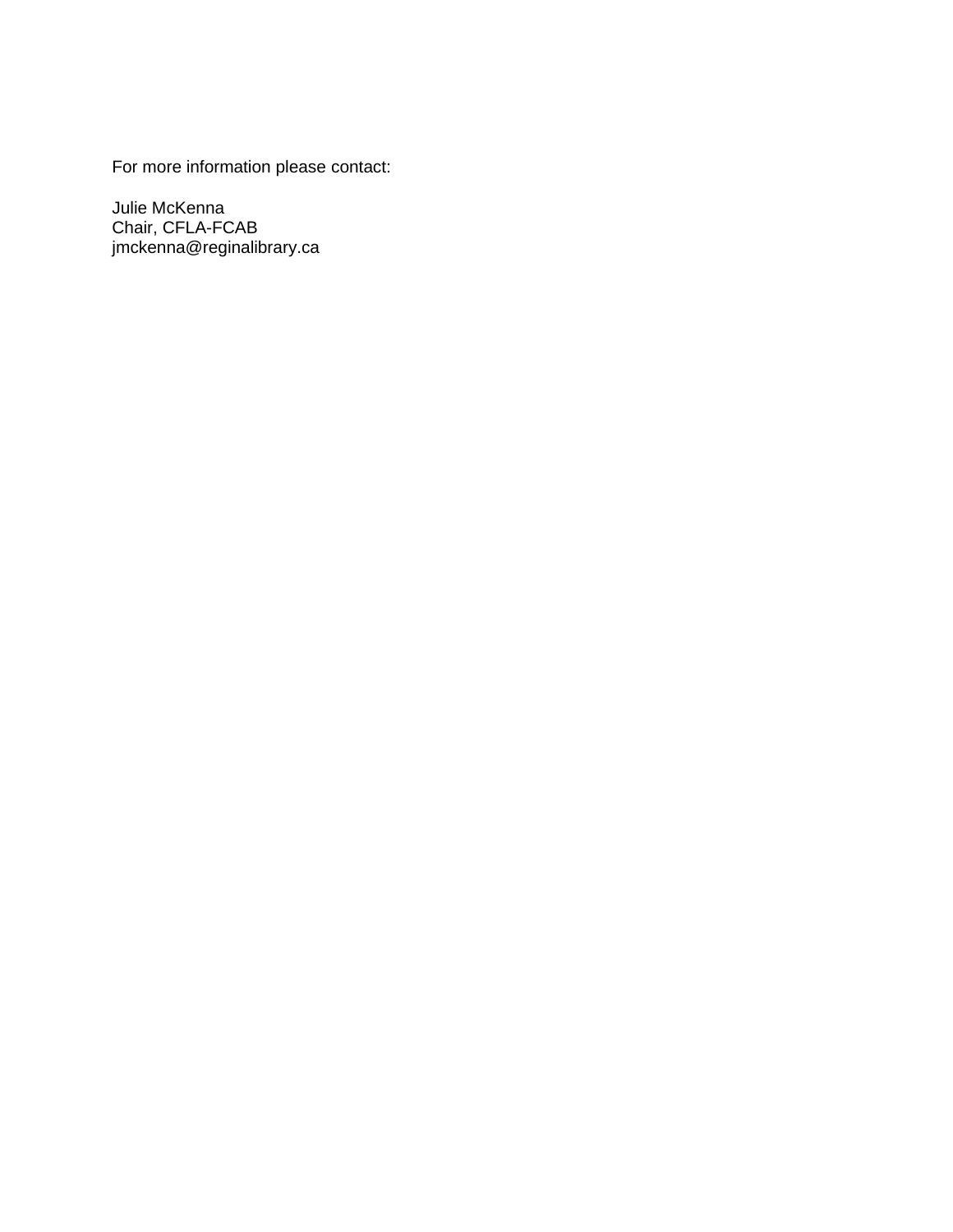For more information please contact:

Julie McKenna
Chair, CFLA-FCAB
jmckenna@reginalibrary.ca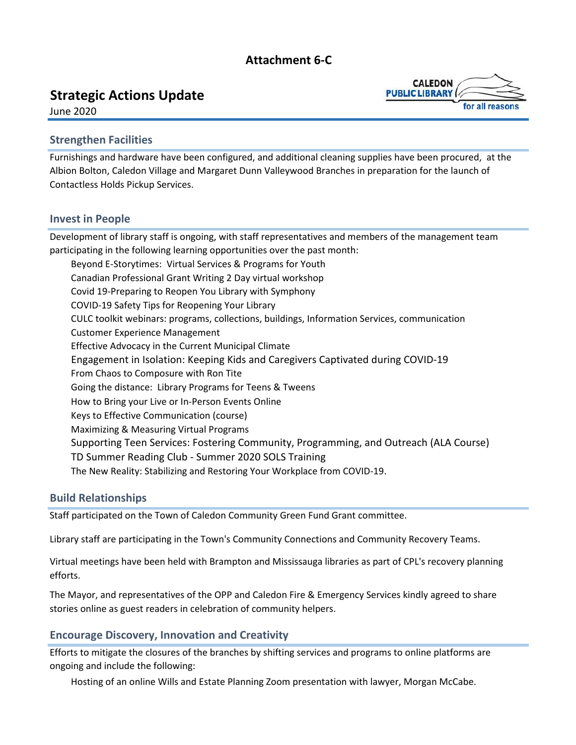**Attachment 6-C**

# Strategic Actions Update

June 2020

CALEDON PUBLIC LIBRARY for all reasons

## Strengthen Facilities

Furnishings and hardware have been configured, and additional cleaning supplies have been procured, at the Albion Bolton, Caledon Village and Margaret Dunn Valleywood Branches in preparation for the launch of Contactless Holds Pickup Services.

## Invest in People

Development of library staff is ongoing, with staff representatives and members of the management team participating in the following learning opportunities over the past month:

- Beyond E-Storytimes: Virtual Services & Programs for Youth
- Canadian Professional Grant Writing 2 Day virtual workshop
- Covid 19-Preparing to Reopen You Library with Symphony
- COVID-19 Safety Tips for Reopening Your Library
- CULC toolkit webinars: programs, collections, buildings, Information Services, communication
- Customer Experience Management
- Effective Advocacy in the Current Municipal Climate
- Engagement in Isolation: Keeping Kids and Caregivers Captivated during COVID-19
- From Chaos to Composure with Ron Tite
- Going the distance: Library Programs for Teens & Tweens
- How to Bring your Live or In-Person Events Online
- Keys to Effective Communication (course)
- Maximizing & Measuring Virtual Programs
- Supporting Teen Services: Fostering Community, Programming, and Outreach (ALA Course)
- TD Summer Reading Club - Summer 2020 SOLS Training
- The New Reality: Stabilizing and Restoring Your Workplace from COVID-19.

## Build Relationships

Staff participated on the Town of Caledon Community Green Fund Grant committee.

Library staff are participating in the Town's Community Connections and Community Recovery Teams.

Virtual meetings have been held with Brampton and Mississauga libraries as part of CPL's recovery planning efforts.

The Mayor, and representatives of the OPP and Caledon Fire & Emergency Services kindly agreed to share stories online as guest readers in celebration of community helpers.

## Encourage Discovery, Innovation and Creativity

Efforts to mitigate the closures of the branches by shifting services and programs to online platforms are ongoing and include the following:

- Hosting of an online Wills and Estate Planning Zoom presentation with lawyer, Morgan McCabe.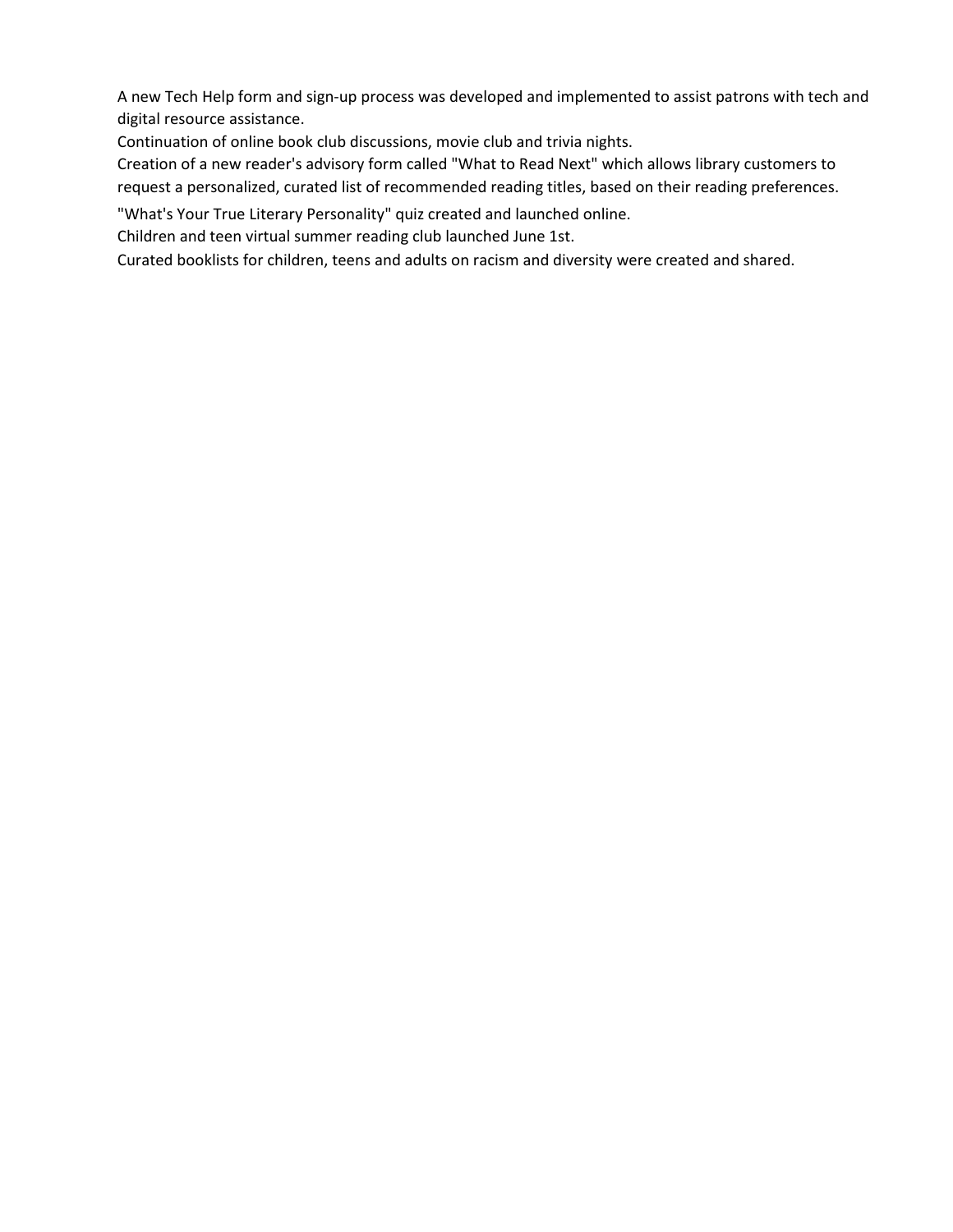A new Tech Help form and sign-up process was developed and implemented to assist patrons with tech and digital resource assistance.

Continuation of online book club discussions, movie club and trivia nights.

Creation of a new reader's advisory form called "What to Read Next" which allows library customers to request a personalized, curated list of recommended reading titles, based on their reading preferences.

"What's Your True Literary Personality" quiz created and launched online.

Children and teen virtual summer reading club launched June 1st.

Curated booklists for children, teens and adults on racism and diversity were created and shared.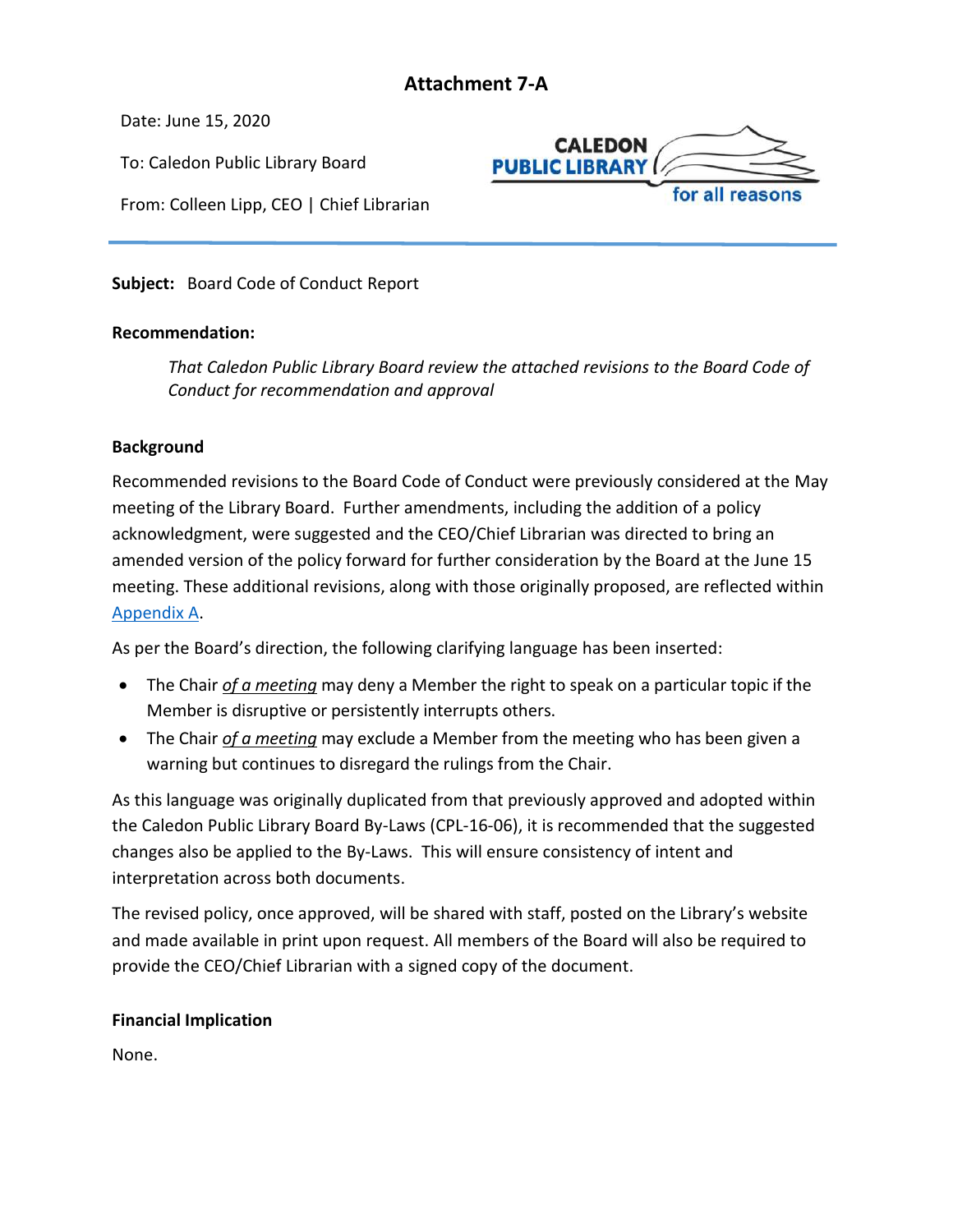# Attachment 7-A

Date: June 15, 2020

To: Caledon Public Library Board

From: Colleen Lipp, CEO | Chief Librarian

CALEDON PUBLIC LIBRARY for all reasons

---

**Subject:** Board Code of Conduct Report

**Recommendation:**

> *That Caledon Public Library Board review the attached revisions to the Board Code of Conduct for recommendation and approval*

**Background**

Recommended revisions to the Board Code of Conduct were previously considered at the May meeting of the Library Board. Further amendments, including the addition of a policy acknowledgment, were suggested and the CEO/Chief Librarian was directed to bring an amended version of the policy forward for further consideration by the Board at the June 15 meeting. These additional revisions, along with those originally proposed, are reflected within Appendix A.

As per the Board's direction, the following clarifying language has been inserted:

- The Chair *of a meeting* may deny a Member the right to speak on a particular topic if the Member is disruptive or persistently interrupts others.
- The Chair *of a meeting* may exclude a Member from the meeting who has been given a warning but continues to disregard the rulings from the Chair.

As this language was originally duplicated from that previously approved and adopted within the Caledon Public Library Board By-Laws (CPL-16-06), it is recommended that the suggested changes also be applied to the By-Laws. This will ensure consistency of intent and interpretation across both documents.

The revised policy, once approved, will be shared with staff, posted on the Library's website and made available in print upon request. All members of the Board will also be required to provide the CEO/Chief Librarian with a signed copy of the document.

**Financial Implication**

None.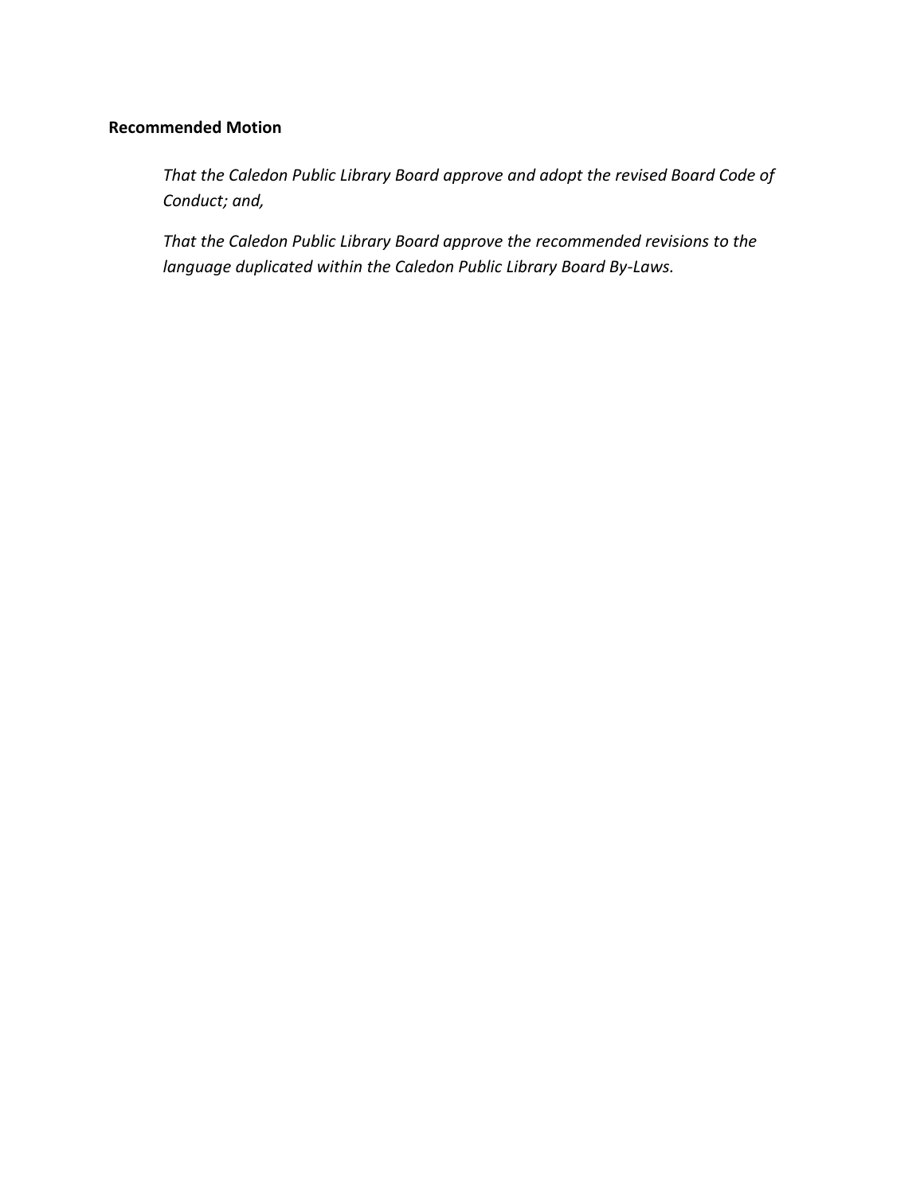**Recommended Motion**

*That the Caledon Public Library Board approve and adopt the revised Board Code of Conduct; and,*

*That the Caledon Public Library Board approve the recommended revisions to the language duplicated within the Caledon Public Library Board By-Laws.*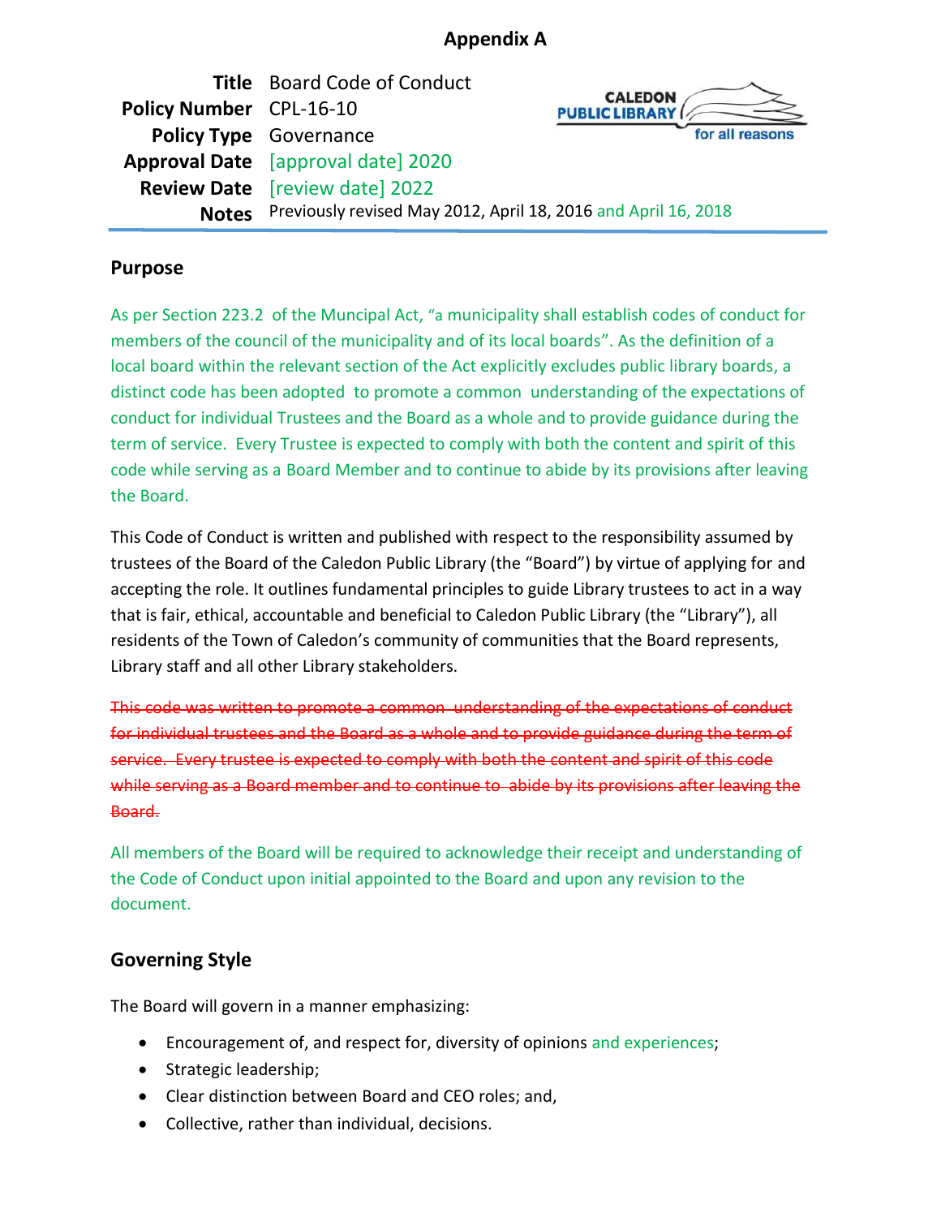## Appendix A

| | |
|---|---|
| **Title** | Board Code of Conduct |
| **Policy Number** | CPL-16-10 |
| **Policy Type** | Governance |
| **Approval Date** | [approval date] 2020 |
| **Review Date** | [review date] 2022 |
| **Notes** | Previously revised May 2012, April 18, 2016 and April 16, 2018 |

CALEDON PUBLIC LIBRARY for all reasons

### Purpose

As per Section 223.2 of the Muncipal Act, "a municipality shall establish codes of conduct for members of the council of the municipality and of its local boards". As the definition of a local board within the relevant section of the Act explicitly excludes public library boards, a distinct code has been adopted to promote a common understanding of the expectations of conduct for individual Trustees and the Board as a whole and to provide guidance during the term of service. Every Trustee is expected to comply with both the content and spirit of this code while serving as a Board Member and to continue to abide by its provisions after leaving the Board.

This Code of Conduct is written and published with respect to the responsibility assumed by trustees of the Board of the Caledon Public Library (the "Board") by virtue of applying for and accepting the role. It outlines fundamental principles to guide Library trustees to act in a way that is fair, ethical, accountable and beneficial to Caledon Public Library (the "Library"), all residents of the Town of Caledon's community of communities that the Board represents, Library staff and all other Library stakeholders.

~~This code was written to promote a common understanding of the expectations of conduct for individual trustees and the Board as a whole and to provide guidance during the term of service. Every trustee is expected to comply with both the content and spirit of this code while serving as a Board member and to continue to abide by its provisions after leaving the Board.~~

All members of the Board will be required to acknowledge their receipt and understanding of the Code of Conduct upon initial appointed to the Board and upon any revision to the document.

### Governing Style

The Board will govern in a manner emphasizing:

- Encouragement of, and respect for, diversity of opinions and experiences;
- Strategic leadership;
- Clear distinction between Board and CEO roles; and,
- Collective, rather than individual, decisions.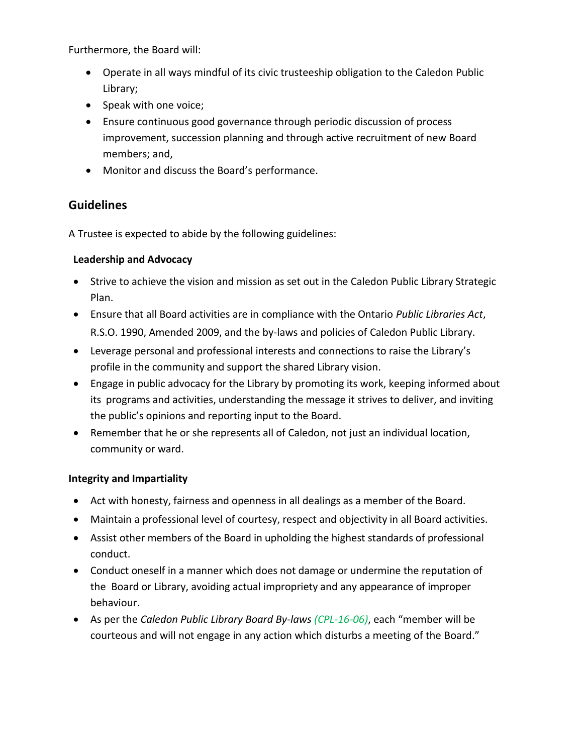Furthermore, the Board will:

- Operate in all ways mindful of its civic trusteeship obligation to the Caledon Public Library;
- Speak with one voice;
- Ensure continuous good governance through periodic discussion of process improvement, succession planning and through active recruitment of new Board members; and,
- Monitor and discuss the Board's performance.

## Guidelines

A Trustee is expected to abide by the following guidelines:

**Leadership and Advocacy**

- Strive to achieve the vision and mission as set out in the Caledon Public Library Strategic Plan.
- Ensure that all Board activities are in compliance with the Ontario *Public Libraries Act*, R.S.O. 1990, Amended 2009, and the by-laws and policies of Caledon Public Library.
- Leverage personal and professional interests and connections to raise the Library's profile in the community and support the shared Library vision.
- Engage in public advocacy for the Library by promoting its work, keeping informed about its programs and activities, understanding the message it strives to deliver, and inviting the public's opinions and reporting input to the Board.
- Remember that he or she represents all of Caledon, not just an individual location, community or ward.

**Integrity and Impartiality**

- Act with honesty, fairness and openness in all dealings as a member of the Board.
- Maintain a professional level of courtesy, respect and objectivity in all Board activities.
- Assist other members of the Board in upholding the highest standards of professional conduct.
- Conduct oneself in a manner which does not damage or undermine the reputation of the Board or Library, avoiding actual impropriety and any appearance of improper behaviour.
- As per the *Caledon Public Library Board By-laws (CPL-16-06)*, each "member will be courteous and will not engage in any action which disturbs a meeting of the Board."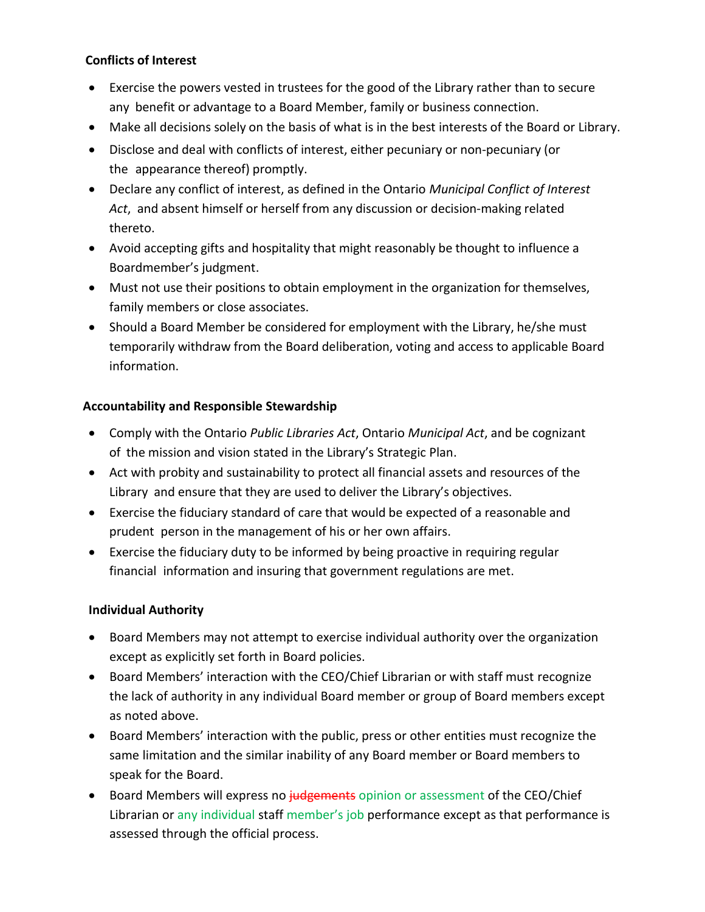**Conflicts of Interest**

- Exercise the powers vested in trustees for the good of the Library rather than to secure any benefit or advantage to a Board Member, family or business connection.
- Make all decisions solely on the basis of what is in the best interests of the Board or Library.
- Disclose and deal with conflicts of interest, either pecuniary or non-pecuniary (or the appearance thereof) promptly.
- Declare any conflict of interest, as defined in the Ontario *Municipal Conflict of Interest Act*, and absent himself or herself from any discussion or decision-making related thereto.
- Avoid accepting gifts and hospitality that might reasonably be thought to influence a Boardmember's judgment.
- Must not use their positions to obtain employment in the organization for themselves, family members or close associates.
- Should a Board Member be considered for employment with the Library, he/she must temporarily withdraw from the Board deliberation, voting and access to applicable Board information.

**Accountability and Responsible Stewardship**

- Comply with the Ontario *Public Libraries Act*, Ontario *Municipal Act*, and be cognizant of the mission and vision stated in the Library's Strategic Plan.
- Act with probity and sustainability to protect all financial assets and resources of the Library and ensure that they are used to deliver the Library's objectives.
- Exercise the fiduciary standard of care that would be expected of a reasonable and prudent person in the management of his or her own affairs.
- Exercise the fiduciary duty to be informed by being proactive in requiring regular financial information and insuring that government regulations are met.

**Individual Authority**

- Board Members may not attempt to exercise individual authority over the organization except as explicitly set forth in Board policies.
- Board Members' interaction with the CEO/Chief Librarian or with staff must recognize the lack of authority in any individual Board member or group of Board members except as noted above.
- Board Members' interaction with the public, press or other entities must recognize the same limitation and the similar inability of any Board member or Board members to speak for the Board.
- Board Members will express no ~~judgements~~ opinion or assessment of the CEO/Chief Librarian or any individual staff member's job performance except as that performance is assessed through the official process.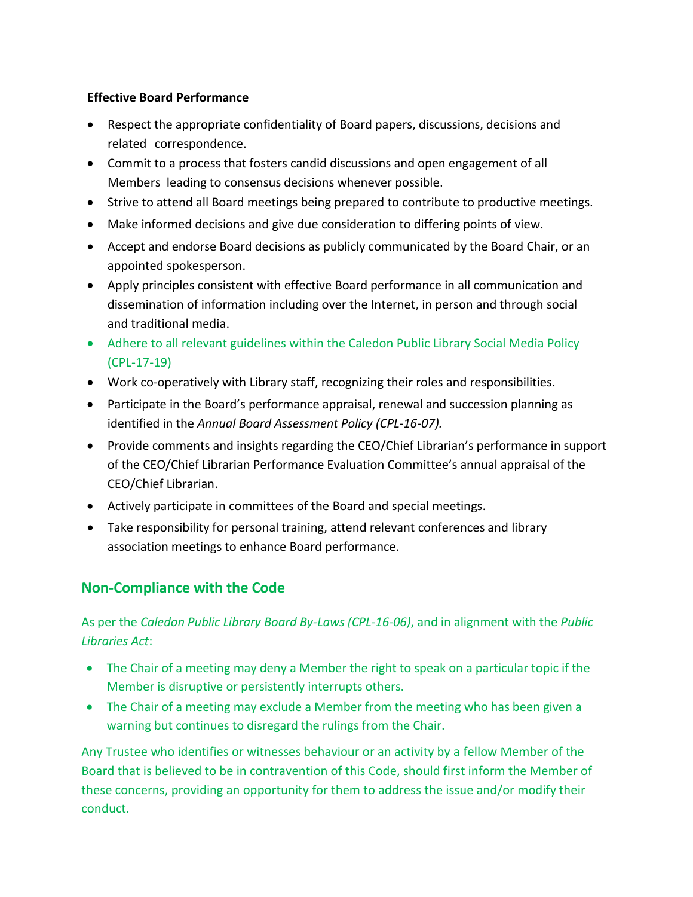**Effective Board Performance**

- Respect the appropriate confidentiality of Board papers, discussions, decisions and related correspondence.
- Commit to a process that fosters candid discussions and open engagement of all Members leading to consensus decisions whenever possible.
- Strive to attend all Board meetings being prepared to contribute to productive meetings.
- Make informed decisions and give due consideration to differing points of view.
- Accept and endorse Board decisions as publicly communicated by the Board Chair, or an appointed spokesperson.
- Apply principles consistent with effective Board performance in all communication and dissemination of information including over the Internet, in person and through social and traditional media.
- Adhere to all relevant guidelines within the Caledon Public Library Social Media Policy (CPL-17-19)
- Work co-operatively with Library staff, recognizing their roles and responsibilities.
- Participate in the Board's performance appraisal, renewal and succession planning as identified in the *Annual Board Assessment Policy (CPL-16-07).*
- Provide comments and insights regarding the CEO/Chief Librarian's performance in support of the CEO/Chief Librarian Performance Evaluation Committee's annual appraisal of the CEO/Chief Librarian.
- Actively participate in committees of the Board and special meetings.
- Take responsibility for personal training, attend relevant conferences and library association meetings to enhance Board performance.

## Non-Compliance with the Code

As per the *Caledon Public Library Board By-Laws (CPL-16-06)*, and in alignment with the *Public Libraries Act*:

- The Chair of a meeting may deny a Member the right to speak on a particular topic if the Member is disruptive or persistently interrupts others.
- The Chair of a meeting may exclude a Member from the meeting who has been given a warning but continues to disregard the rulings from the Chair.

Any Trustee who identifies or witnesses behaviour or an activity by a fellow Member of the Board that is believed to be in contravention of this Code, should first inform the Member of these concerns, providing an opportunity for them to address the issue and/or modify their conduct.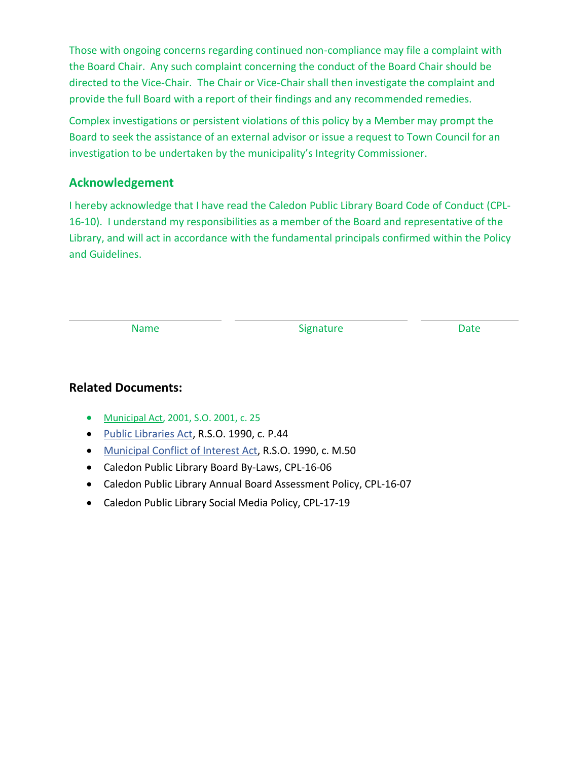Those with ongoing concerns regarding continued non-compliance may file a complaint with the Board Chair. Any such complaint concerning the conduct of the Board Chair should be directed to the Vice-Chair. The Chair or Vice-Chair shall then investigate the complaint and provide the full Board with a report of their findings and any recommended remedies.

Complex investigations or persistent violations of this policy by a Member may prompt the Board to seek the assistance of an external advisor or issue a request to Town Council for an investigation to be undertaken by the municipality's Integrity Commissioner.

## Acknowledgement

I hereby acknowledge that I have read the Caledon Public Library Board Code of Conduct (CPL-16-10). I understand my responsibilities as a member of the Board and representative of the Library, and will act in accordance with the fundamental principals confirmed within the Policy and Guidelines.

| Name | Signature | Date |
|---|---|---|
| | | |

## Related Documents:

- Municipal Act, 2001, S.O. 2001, c. 25
- Public Libraries Act, R.S.O. 1990, c. P.44
- Municipal Conflict of Interest Act, R.S.O. 1990, c. M.50
- Caledon Public Library Board By-Laws, CPL-16-06
- Caledon Public Library Annual Board Assessment Policy, CPL-16-07
- Caledon Public Library Social Media Policy, CPL-17-19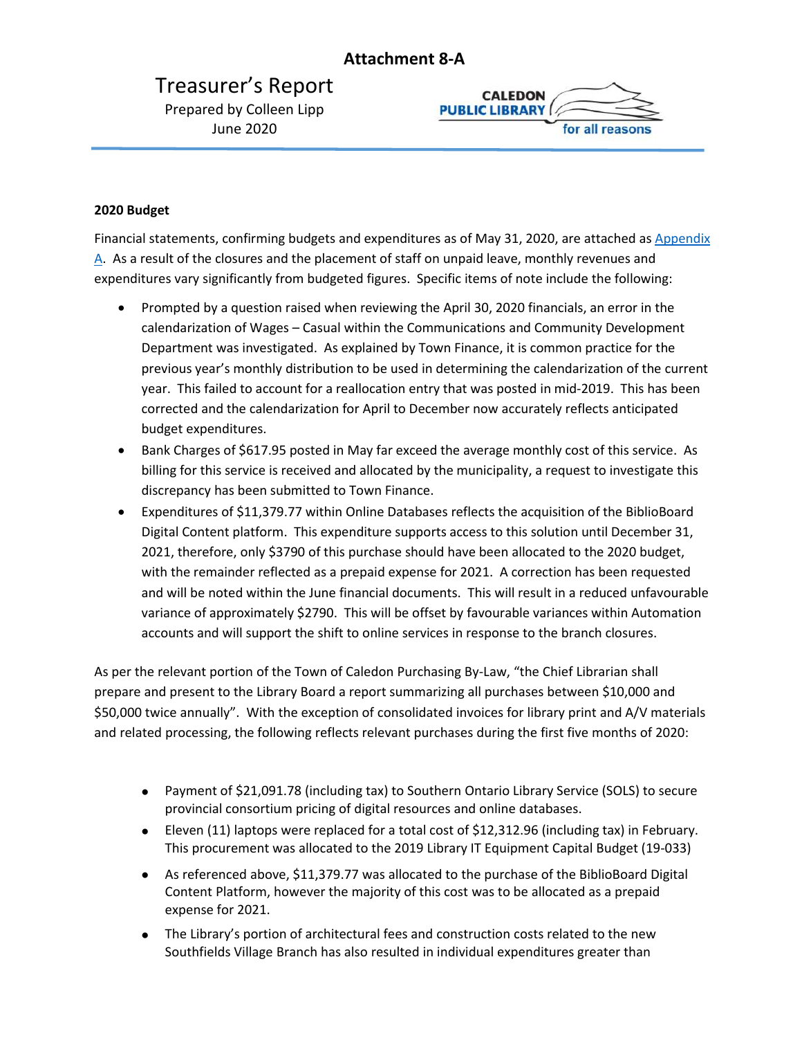# Attachment 8-A

## Treasurer's Report

Prepared by Colleen Lipp
June 2020

CALEDON PUBLIC LIBRARY for all reasons

**2020 Budget**

Financial statements, confirming budgets and expenditures as of May 31, 2020, are attached as Appendix A. As a result of the closures and the placement of staff on unpaid leave, monthly revenues and expenditures vary significantly from budgeted figures. Specific items of note include the following:

- Prompted by a question raised when reviewing the April 30, 2020 financials, an error in the calendarization of Wages – Casual within the Communications and Community Development Department was investigated. As explained by Town Finance, it is common practice for the previous year's monthly distribution to be used in determining the calendarization of the current year. This failed to account for a reallocation entry that was posted in mid-2019. This has been corrected and the calendarization for April to December now accurately reflects anticipated budget expenditures.
- Bank Charges of $617.95 posted in May far exceed the average monthly cost of this service. As billing for this service is received and allocated by the municipality, a request to investigate this discrepancy has been submitted to Town Finance.
- Expenditures of $11,379.77 within Online Databases reflects the acquisition of the BiblioBoard Digital Content platform. This expenditure supports access to this solution until December 31, 2021, therefore, only $3790 of this purchase should have been allocated to the 2020 budget, with the remainder reflected as a prepaid expense for 2021. A correction has been requested and will be noted within the June financial documents. This will result in a reduced unfavourable variance of approximately $2790. This will be offset by favourable variances within Automation accounts and will support the shift to online services in response to the branch closures.

As per the relevant portion of the Town of Caledon Purchasing By-Law, "the Chief Librarian shall prepare and present to the Library Board a report summarizing all purchases between $10,000 and $50,000 twice annually". With the exception of consolidated invoices for library print and A/V materials and related processing, the following reflects relevant purchases during the first five months of 2020:

- Payment of $21,091.78 (including tax) to Southern Ontario Library Service (SOLS) to secure provincial consortium pricing of digital resources and online databases.
- Eleven (11) laptops were replaced for a total cost of $12,312.96 (including tax) in February. This procurement was allocated to the 2019 Library IT Equipment Capital Budget (19-033)
- As referenced above, $11,379.77 was allocated to the purchase of the BiblioBoard Digital Content Platform, however the majority of this cost was to be allocated as a prepaid expense for 2021.
- The Library's portion of architectural fees and construction costs related to the new Southfields Village Branch has also resulted in individual expenditures greater than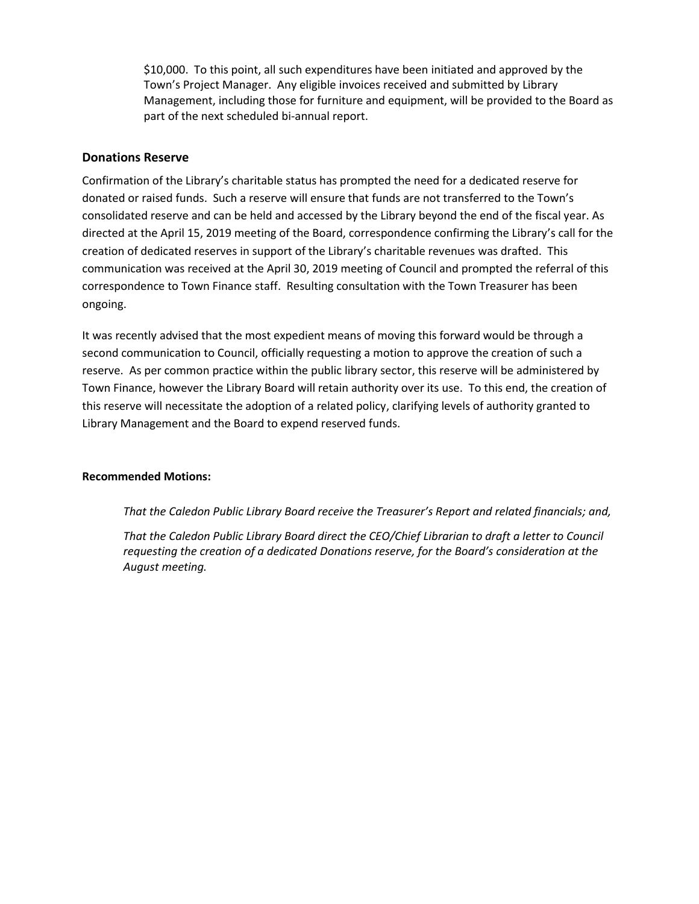$10,000. To this point, all such expenditures have been initiated and approved by the Town's Project Manager. Any eligible invoices received and submitted by Library Management, including those for furniture and equipment, will be provided to the Board as part of the next scheduled bi-annual report.

### Donations Reserve

Confirmation of the Library's charitable status has prompted the need for a dedicated reserve for donated or raised funds. Such a reserve will ensure that funds are not transferred to the Town's consolidated reserve and can be held and accessed by the Library beyond the end of the fiscal year. As directed at the April 15, 2019 meeting of the Board, correspondence confirming the Library's call for the creation of dedicated reserves in support of the Library's charitable revenues was drafted. This communication was received at the April 30, 2019 meeting of Council and prompted the referral of this correspondence to Town Finance staff. Resulting consultation with the Town Treasurer has been ongoing.

It was recently advised that the most expedient means of moving this forward would be through a second communication to Council, officially requesting a motion to approve the creation of such a reserve. As per common practice within the public library sector, this reserve will be administered by Town Finance, however the Library Board will retain authority over its use. To this end, the creation of this reserve will necessitate the adoption of a related policy, clarifying levels of authority granted to Library Management and the Board to expend reserved funds.

**Recommended Motions:**

*That the Caledon Public Library Board receive the Treasurer's Report and related financials; and,*

*That the Caledon Public Library Board direct the CEO/Chief Librarian to draft a letter to Council requesting the creation of a dedicated Donations reserve, for the Board's consideration at the August meeting.*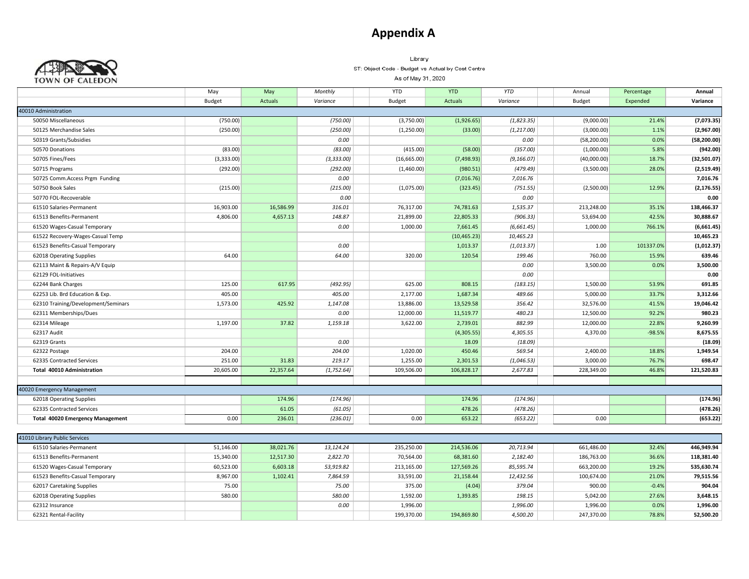# Appendix A

TOWN OF CALEDON

Library
ST: Object Code - Budget vs Actual by Cost Centre
As of May 31, 2020

| | May Budget | May Actuals | *Monthly Variance* | YTD Budget | YTD Actuals | *YTD Variance* | Annual Budget | Percentage Expended | **Annual Variance** |
|---|---|---|---|---|---|---|---|---|---|
| 40010 Administration | | | | | | | | | |
| 50050 Miscellaneous | (750.00) | | *(750.00)* | (3,750.00) | (1,926.65) | *(1,823.35)* | (9,000.00) | 21.4% | **(7,073.35)** |
| 50125 Merchandise Sales | (250.00) | | *(250.00)* | (1,250.00) | (33.00) | *(1,217.00)* | (3,000.00) | 1.1% | **(2,967.00)** |
| 50319 Grants/Subsidies | | | *0.00* | | | *0.00* | (58,200.00) | 0.0% | **(58,200.00)** |
| 50570 Donations | (83.00) | | *(83.00)* | (415.00) | (58.00) | *(357.00)* | (1,000.00) | 5.8% | **(942.00)** |
| 50705 Fines/Fees | (3,333.00) | | *(3,333.00)* | (16,665.00) | (7,498.93) | *(9,166.07)* | (40,000.00) | 18.7% | **(32,501.07)** |
| 50715 Programs | (292.00) | | *(292.00)* | (1,460.00) | (980.51) | *(479.49)* | (3,500.00) | 28.0% | **(2,519.49)** |
| 50725 Comm.Access Prgm Funding | | | *0.00* | | (7,016.76) | *7,016.76* | | | **7,016.76** |
| 50750 Book Sales | (215.00) | | *(215.00)* | (1,075.00) | (323.45) | *(751.55)* | (2,500.00) | 12.9% | **(2,176.55)** |
| 50770 FOL-Recoverable | | | *0.00* | | | *0.00* | | | **0.00** |
| 61510 Salaries-Permanent | 16,903.00 | 16,586.99 | *316.01* | 76,317.00 | 74,781.63 | *1,535.37* | 213,248.00 | 35.1% | **138,466.37** |
| 61513 Benefits-Permanent | 4,806.00 | 4,657.13 | *148.87* | 21,899.00 | 22,805.33 | *(906.33)* | 53,694.00 | 42.5% | **30,888.67** |
| 61520 Wages-Casual Temporary | | | *0.00* | 1,000.00 | 7,661.45 | *(6,661.45)* | 1,000.00 | 766.1% | **(6,661.45)** |
| 61522 Recovery-Wages-Casual Temp | | | | | (10,465.23) | *10,465.23* | | | **10,465.23** |
| 61523 Benefits-Casual Temporary | | | *0.00* | | 1,013.37 | *(1,013.37)* | 1.00 | 101337.0% | **(1,012.37)** |
| 62018 Operating Supplies | 64.00 | | *64.00* | 320.00 | 120.54 | *199.46* | 760.00 | 15.9% | **639.46** |
| 62113 Maint & Repairs-A/V Equip | | | | | | *0.00* | 3,500.00 | 0.0% | **3,500.00** |
| 62129 FOL-Initiatives | | | | | | *0.00* | | | **0.00** |
| 62244 Bank Charges | 125.00 | 617.95 | *(492.95)* | 625.00 | 808.15 | *(183.15)* | 1,500.00 | 53.9% | **691.85** |
| 62253 Lib. Brd Education & Exp. | 405.00 | | *405.00* | 2,177.00 | 1,687.34 | *489.66* | 5,000.00 | 33.7% | **3,312.66** |
| 62310 Training/Development/Seminars | 1,573.00 | 425.92 | *1,147.08* | 13,886.00 | 13,529.58 | *356.42* | 32,576.00 | 41.5% | **19,046.42** |
| 62311 Memberships/Dues | | | *0.00* | 12,000.00 | 11,519.77 | *480.23* | 12,500.00 | 92.2% | **980.23** |
| 62314 Mileage | 1,197.00 | 37.82 | *1,159.18* | 3,622.00 | 2,739.01 | *882.99* | 12,000.00 | 22.8% | **9,260.99** |
| 62317 Audit | | | | | (4,305.55) | *4,305.55* | 4,370.00 | -98.5% | **8,675.55** |
| 62319 Grants | | | *0.00* | | 18.09 | *(18.09)* | | | **(18.09)** |
| 62322 Postage | 204.00 | | *204.00* | 1,020.00 | 450.46 | *569.54* | 2,400.00 | 18.8% | **1,949.54** |
| 62335 Contracted Services | 251.00 | 31.83 | *219.17* | 1,255.00 | 2,301.53 | *(1,046.53)* | 3,000.00 | 76.7% | **698.47** |
| **Total 40010 Administration** | 20,605.00 | 22,357.64 | *(1,752.64)* | 109,506.00 | 106,828.17 | *2,677.83* | 228,349.00 | 46.8% | **121,520.83** |
| 40020 Emergency Management | | | | | | | | | |
| 62018 Operating Supplies | | 174.96 | *(174.96)* | | 174.96 | *(174.96)* | | | **(174.96)** |
| 62335 Contracted Services | | 61.05 | *(61.05)* | | 478.26 | *(478.26)* | | | **(478.26)** |
| **Total 40020 Emergency Management** | 0.00 | 236.01 | *(236.01)* | 0.00 | 653.22 | *(653.22)* | 0.00 | | **(653.22)** |
| 41010 Library Public Services | | | | | | | | | |
| 61510 Salaries-Permanent | 51,146.00 | 38,021.76 | *13,124.24* | 235,250.00 | 214,536.06 | *20,713.94* | 661,486.00 | 32.4% | **446,949.94** |
| 61513 Benefits-Permanent | 15,340.00 | 12,517.30 | *2,822.70* | 70,564.00 | 68,381.60 | *2,182.40* | 186,763.00 | 36.6% | **118,381.40** |
| 61520 Wages-Casual Temporary | 60,523.00 | 6,603.18 | *53,919.82* | 213,165.00 | 127,569.26 | *85,595.74* | 663,200.00 | 19.2% | **535,630.74** |
| 61523 Benefits-Casual Temporary | 8,967.00 | 1,102.41 | *7,864.59* | 33,591.00 | 21,158.44 | *12,432.56* | 100,674.00 | 21.0% | **79,515.56** |
| 62017 Caretaking Supplies | 75.00 | | *75.00* | 375.00 | (4.04) | *379.04* | 900.00 | -0.4% | **904.04** |
| 62018 Operating Supplies | 580.00 | | *580.00* | 1,592.00 | 1,393.85 | *198.15* | 5,042.00 | 27.6% | **3,648.15** |
| 62312 Insurance | | | *0.00* | 1,996.00 | | *1,996.00* | 1,996.00 | 0.0% | **1,996.00** |
| 62321 Rental-Facility | | | | 199,370.00 | 194,869.80 | *4,500.20* | 247,370.00 | 78.8% | **52,500.20** |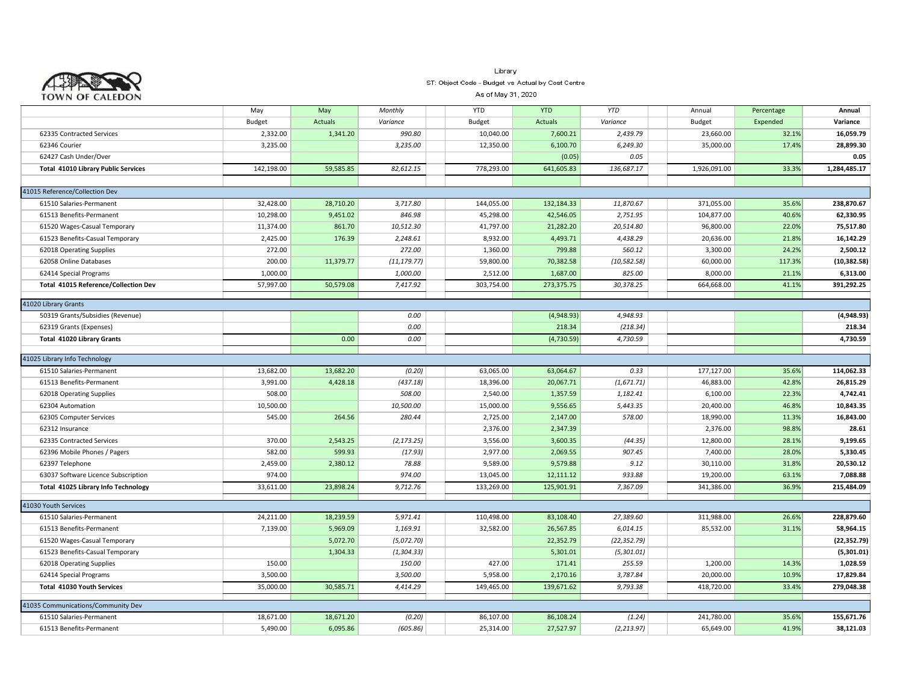TOWN OF CALEDON

Library

ST: Object Code - Budget vs Actual by Cost Centre

As of May 31, 2020

| | May Budget | May Actuals | Monthly Variance | YTD Budget | YTD Actuals | YTD Variance | Annual Budget | Percentage Expended | Annual Variance |
|---|---|---|---|---|---|---|---|---|---|
| 62335 Contracted Services | 2,332.00 | 1,341.20 | 990.80 | 10,040.00 | 7,600.21 | 2,439.79 | 23,660.00 | 32.1% | 16,059.79 |
| 62346 Courier | 3,235.00 | | 3,235.00 | 12,350.00 | 6,100.70 | 6,249.30 | 35,000.00 | 17.4% | 28,899.30 |
| 62427 Cash Under/Over | | | | | (0.05) | 0.05 | | | 0.05 |
| **Total 41010 Library Public Services** | 142,198.00 | 59,585.85 | 82,612.15 | 778,293.00 | 641,605.83 | 136,687.17 | 1,926,091.00 | 33.3% | 1,284,485.17 |
| 41015 Reference/Collection Dev | | | | | | | | | |
| 61510 Salaries-Permanent | 32,428.00 | 28,710.20 | 3,717.80 | 144,055.00 | 132,184.33 | 11,870.67 | 371,055.00 | 35.6% | 238,870.67 |
| 61513 Benefits-Permanent | 10,298.00 | 9,451.02 | 846.98 | 45,298.00 | 42,546.05 | 2,751.95 | 104,877.00 | 40.6% | 62,330.95 |
| 61520 Wages-Casual Temporary | 11,374.00 | 861.70 | 10,512.30 | 41,797.00 | 21,282.20 | 20,514.80 | 96,800.00 | 22.0% | 75,517.80 |
| 61523 Benefits-Casual Temporary | 2,425.00 | 176.39 | 2,248.61 | 8,932.00 | 4,493.71 | 4,438.29 | 20,636.00 | 21.8% | 16,142.29 |
| 62018 Operating Supplies | 272.00 | | 272.00 | 1,360.00 | 799.88 | 560.12 | 3,300.00 | 24.2% | 2,500.12 |
| 62058 Online Databases | 200.00 | 11,379.77 | (11,179.77) | 59,800.00 | 70,382.58 | (10,582.58) | 60,000.00 | 117.3% | (10,382.58) |
| 62414 Special Programs | 1,000.00 | | 1,000.00 | 2,512.00 | 1,687.00 | 825.00 | 8,000.00 | 21.1% | 6,313.00 |
| **Total 41015 Reference/Collection Dev** | 57,997.00 | 50,579.08 | 7,417.92 | 303,754.00 | 273,375.75 | 30,378.25 | 664,668.00 | 41.1% | 391,292.25 |
| 41020 Library Grants | | | | | | | | | |
| 50319 Grants/Subsidies (Revenue) | | | 0.00 | | (4,948.93) | 4,948.93 | | | (4,948.93) |
| 62319 Grants (Expenses) | | | 0.00 | | 218.34 | (218.34) | | | 218.34 |
| **Total 41020 Library Grants** | | 0.00 | 0.00 | | (4,730.59) | 4,730.59 | | | 4,730.59 |
| 41025 Library Info Technology | | | | | | | | | |
| 61510 Salaries-Permanent | 13,682.00 | 13,682.20 | (0.20) | 63,065.00 | 63,064.67 | 0.33 | 177,127.00 | 35.6% | 114,062.33 |
| 61513 Benefits-Permanent | 3,991.00 | 4,428.18 | (437.18) | 18,396.00 | 20,067.71 | (1,671.71) | 46,883.00 | 42.8% | 26,815.29 |
| 62018 Operating Supplies | 508.00 | | 508.00 | 2,540.00 | 1,357.59 | 1,182.41 | 6,100.00 | 22.3% | 4,742.41 |
| 62304 Automation | 10,500.00 | | 10,500.00 | 15,000.00 | 9,556.65 | 5,443.35 | 20,400.00 | 46.8% | 10,843.35 |
| 62305 Computer Services | 545.00 | 264.56 | 280.44 | 2,725.00 | 2,147.00 | 578.00 | 18,990.00 | 11.3% | 16,843.00 |
| 62312 Insurance | | | | 2,376.00 | 2,347.39 | | 2,376.00 | 98.8% | 28.61 |
| 62335 Contracted Services | 370.00 | 2,543.25 | (2,173.25) | 3,556.00 | 3,600.35 | (44.35) | 12,800.00 | 28.1% | 9,199.65 |
| 62396 Mobile Phones / Pagers | 582.00 | 599.93 | (17.93) | 2,977.00 | 2,069.55 | 907.45 | 7,400.00 | 28.0% | 5,330.45 |
| 62397 Telephone | 2,459.00 | 2,380.12 | 78.88 | 9,589.00 | 9,579.88 | 9.12 | 30,110.00 | 31.8% | 20,530.12 |
| 63037 Software Licence Subscription | 974.00 | | 974.00 | 13,045.00 | 12,111.12 | 933.88 | 19,200.00 | 63.1% | 7,088.88 |
| **Total 41025 Library Info Technology** | 33,611.00 | 23,898.24 | 9,712.76 | 133,269.00 | 125,901.91 | 7,367.09 | 341,386.00 | 36.9% | 215,484.09 |
| 41030 Youth Services | | | | | | | | | |
| 61510 Salaries-Permanent | 24,211.00 | 18,239.59 | 5,971.41 | 110,498.00 | 83,108.40 | 27,389.60 | 311,988.00 | 26.6% | 228,879.60 |
| 61513 Benefits-Permanent | 7,139.00 | 5,969.09 | 1,169.91 | 32,582.00 | 26,567.85 | 6,014.15 | 85,532.00 | 31.1% | 58,964.15 |
| 61520 Wages-Casual Temporary | | 5,072.70 | (5,072.70) | | 22,352.79 | (22,352.79) | | | (22,352.79) |
| 61523 Benefits-Casual Temporary | | 1,304.33 | (1,304.33) | | 5,301.01 | (5,301.01) | | | (5,301.01) |
| 62018 Operating Supplies | 150.00 | | 150.00 | 427.00 | 171.41 | 255.59 | 1,200.00 | 14.3% | 1,028.59 |
| 62414 Special Programs | 3,500.00 | | 3,500.00 | 5,958.00 | 2,170.16 | 3,787.84 | 20,000.00 | 10.9% | 17,829.84 |
| **Total 41030 Youth Services** | 35,000.00 | 30,585.71 | 4,414.29 | 149,465.00 | 139,671.62 | 9,793.38 | 418,720.00 | 33.4% | 279,048.38 |
| 41035 Communications/Community Dev | | | | | | | | | |
| 61510 Salaries-Permanent | 18,671.00 | 18,671.20 | (0.20) | 86,107.00 | 86,108.24 | (1.24) | 241,780.00 | 35.6% | 155,671.76 |
| 61513 Benefits-Permanent | 5,490.00 | 6,095.86 | (605.86) | 25,314.00 | 27,527.97 | (2,213.97) | 65,649.00 | 41.9% | 38,121.03 |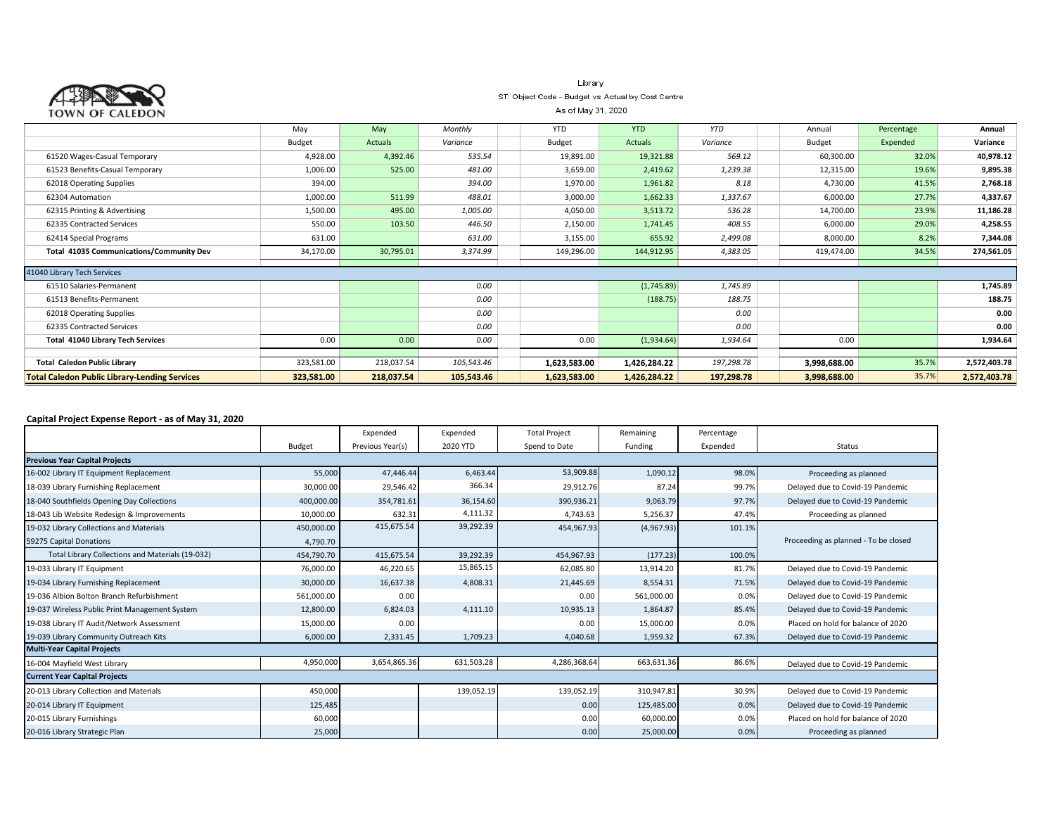TOWN OF CALEDON

Library

ST: Object Code - Budget vs Actual by Cost Centre

As of May 31, 2020

| | May Budget | May Actuals | Monthly Variance | YTD Budget | YTD Actuals | YTD Variance | Annual Budget | Percentage Expended | Annual Variance |
|---|---|---|---|---|---|---|---|---|---|
| 61520 Wages-Casual Temporary | 4,928.00 | 4,392.46 | 535.54 | 19,891.00 | 19,321.88 | 569.12 | 60,300.00 | 32.0% | 40,978.12 |
| 61523 Benefits-Casual Temporary | 1,006.00 | 525.00 | 481.00 | 3,659.00 | 2,419.62 | 1,239.38 | 12,315.00 | 19.6% | 9,895.38 |
| 62018 Operating Supplies | 394.00 | | 394.00 | 1,970.00 | 1,961.82 | 8.18 | 4,730.00 | 41.5% | 2,768.18 |
| 62304 Automation | 1,000.00 | 511.99 | 488.01 | 3,000.00 | 1,662.33 | 1,337.67 | 6,000.00 | 27.7% | 4,337.67 |
| 62315 Printing & Advertising | 1,500.00 | 495.00 | 1,005.00 | 4,050.00 | 3,513.72 | 536.28 | 14,700.00 | 23.9% | 11,186.28 |
| 62335 Contracted Services | 550.00 | 103.50 | 446.50 | 2,150.00 | 1,741.45 | 408.55 | 6,000.00 | 29.0% | 4,258.55 |
| 62414 Special Programs | 631.00 | | 631.00 | 3,155.00 | 655.92 | 2,499.08 | 8,000.00 | 8.2% | 7,344.08 |
| **Total 41035 Communications/Community Dev** | 34,170.00 | 30,795.01 | 3,374.99 | 149,296.00 | 144,912.95 | 4,383.05 | 419,474.00 | 34.5% | **274,561.05** |
| 41040 Library Tech Services | | | | | | | | | |
| 61510 Salaries-Permanent | | | 0.00 | | (1,745.89) | 1,745.89 | | | **1,745.89** |
| 61513 Benefits-Permanent | | | 0.00 | | (188.75) | 188.75 | | | **188.75** |
| 62018 Operating Supplies | | | 0.00 | | | 0.00 | | | **0.00** |
| 62335 Contracted Services | | | 0.00 | | | 0.00 | | | **0.00** |
| **Total 41040 Library Tech Services** | 0.00 | 0.00 | 0.00 | 0.00 | (1,934.64) | 1,934.64 | 0.00 | | **1,934.64** |
| **Total Caledon Public Library** | 323,581.00 | 218,037.54 | 105,543.46 | **1,623,583.00** | **1,426,284.22** | 197,298.78 | **3,998,688.00** | 35.7% | **2,572,403.78** |
| **Total Caledon Public Library-Lending Services** | **323,581.00** | **218,037.54** | **105,543.46** | **1,623,583.00** | **1,426,284.22** | **197,298.78** | **3,998,688.00** | 35.7% | **2,572,403.78** |

**Capital Project Expense Report - as of May 31, 2020**

| | Budget | Expended Previous Year(s) | Expended 2020 YTD | Total Project Spend to Date | Remaining Funding | Percentage Expended | Status |
|---|---|---|---|---|---|---|---|
| **Previous Year Capital Projects** | | | | | | | |
| 16-002 Library IT Equipment Replacement | 55,000 | 47,446.44 | 6,463.44 | 53,909.88 | 1,090.12 | 98.0% | Proceeding as planned |
| 18-039 Library Furnishing Replacement | 30,000.00 | 29,546.42 | 366.34 | 29,912.76 | 87.24 | 99.7% | Delayed due to Covid-19 Pandemic |
| 18-040 Southfields Opening Day Collections | 400,000.00 | 354,781.61 | 36,154.60 | 390,936.21 | 9,063.79 | 97.7% | Delayed due to Covid-19 Pandemic |
| 18-043 Lib Website Redesign & Improvements | 10,000.00 | 632.31 | 4,111.32 | 4,743.63 | 5,256.37 | 47.4% | Proceeding as planned |
| 19-032 Library Collections and Materials | 450,000.00 | 415,675.54 | 39,292.39 | 454,967.93 | (4,967.93) | 101.1% | Proceeding as planned - To be closed |
| 59275 Capital Donations | 4,790.70 | | | | | | |
| Total Library Collections and Materials (19-032) | 454,790.70 | 415,675.54 | 39,292.39 | 454,967.93 | (177.23) | 100.0% | |
| 19-033 Library IT Equipment | 76,000.00 | 46,220.65 | 15,865.15 | 62,085.80 | 13,914.20 | 81.7% | Delayed due to Covid-19 Pandemic |
| 19-034 Library Furnishing Replacement | 30,000.00 | 16,637.38 | 4,808.31 | 21,445.69 | 8,554.31 | 71.5% | Delayed due to Covid-19 Pandemic |
| 19-036 Albion Bolton Branch Refurbishment | 561,000.00 | 0.00 | | 0.00 | 561,000.00 | 0.0% | Delayed due to Covid-19 Pandemic |
| 19-037 Wireless Public Print Management System | 12,800.00 | 6,824.03 | 4,111.10 | 10,935.13 | 1,864.87 | 85.4% | Delayed due to Covid-19 Pandemic |
| 19-038 Library IT Audit/Network Assessment | 15,000.00 | 0.00 | | 0.00 | 15,000.00 | 0.0% | Placed on hold for balance of 2020 |
| 19-039 Library Community Outreach Kits | 6,000.00 | 2,331.45 | 1,709.23 | 4,040.68 | 1,959.32 | 67.3% | Delayed due to Covid-19 Pandemic |
| **Multi-Year Capital Projects** | | | | | | | |
| 16-004 Mayfield West Library | 4,950,000 | 3,654,865.36 | 631,503.28 | 4,286,368.64 | 663,631.36 | 86.6% | Delayed due to Covid-19 Pandemic |
| **Current Year Capital Projects** | | | | | | | |
| 20-013 Library Collection and Materials | 450,000 | | 139,052.19 | 139,052.19 | 310,947.81 | 30.9% | Delayed due to Covid-19 Pandemic |
| 20-014 Library IT Equipment | 125,485 | | | 0.00 | 125,485.00 | 0.0% | Delayed due to Covid-19 Pandemic |
| 20-015 Library Furnishings | 60,000 | | | 0.00 | 60,000.00 | 0.0% | Placed on hold for balance of 2020 |
| 20-016 Library Strategic Plan | 25,000 | | | 0.00 | 25,000.00 | 0.0% | Proceeding as planned |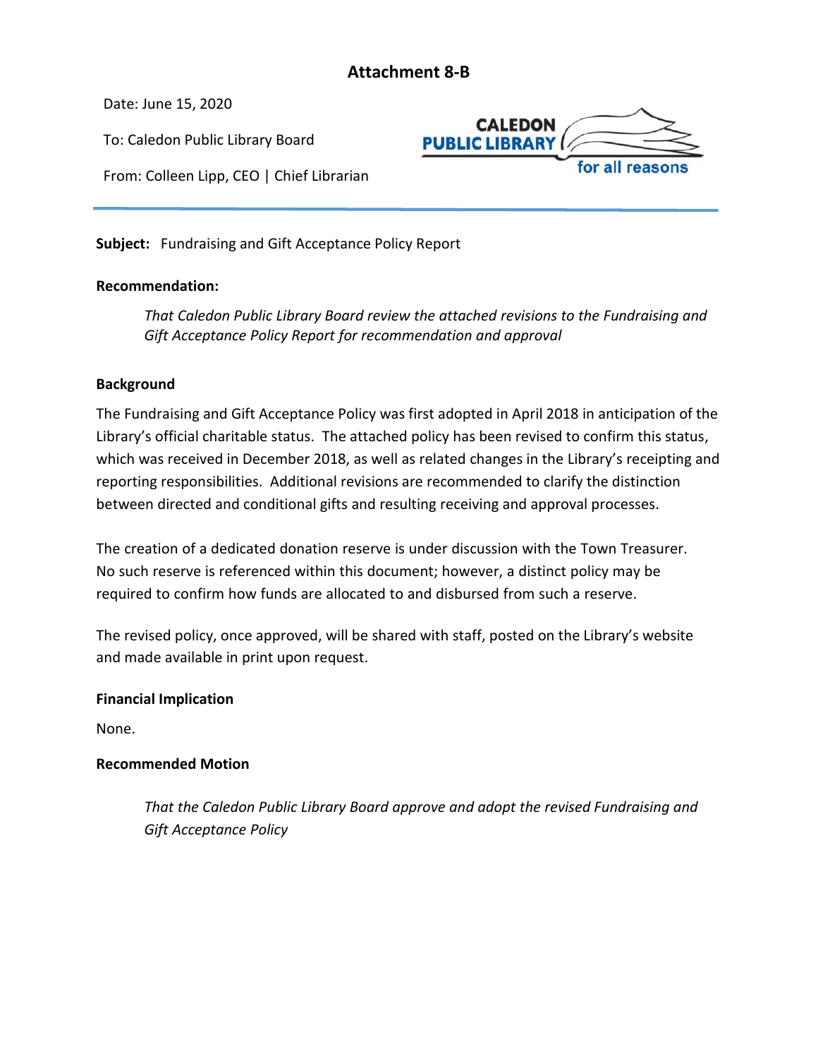# Attachment 8-B

Date: June 15, 2020

To: Caledon Public Library Board

From: Colleen Lipp, CEO | Chief Librarian

CALEDON PUBLIC LIBRARY
for all reasons

---

**Subject:** Fundraising and Gift Acceptance Policy Report

**Recommendation:**

> *That Caledon Public Library Board review the attached revisions to the Fundraising and Gift Acceptance Policy Report for recommendation and approval*

**Background**

The Fundraising and Gift Acceptance Policy was first adopted in April 2018 in anticipation of the Library's official charitable status. The attached policy has been revised to confirm this status, which was received in December 2018, as well as related changes in the Library's receipting and reporting responsibilities. Additional revisions are recommended to clarify the distinction between directed and conditional gifts and resulting receiving and approval processes.

The creation of a dedicated donation reserve is under discussion with the Town Treasurer. No such reserve is referenced within this document; however, a distinct policy may be required to confirm how funds are allocated to and disbursed from such a reserve.

The revised policy, once approved, will be shared with staff, posted on the Library's website and made available in print upon request.

**Financial Implication**

None.

**Recommended Motion**

> *That the Caledon Public Library Board approve and adopt the revised Fundraising and Gift Acceptance Policy*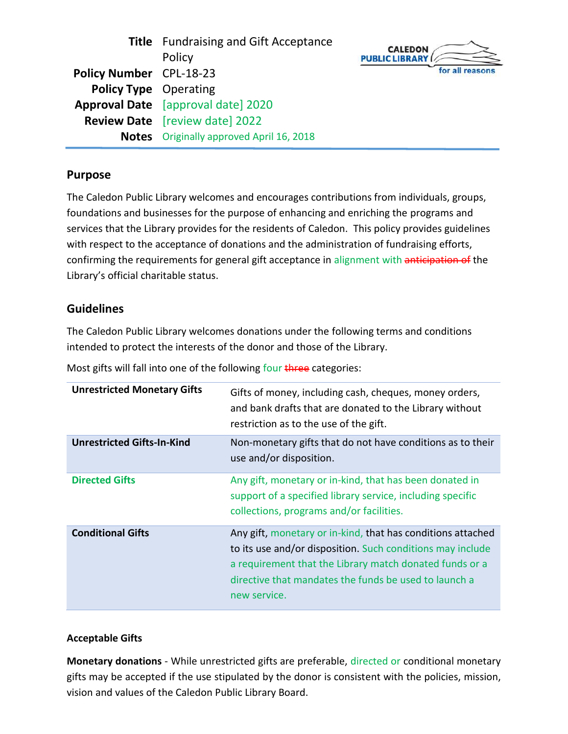| | |
|---|---|
| **Title** | Fundraising and Gift Acceptance Policy |
| **Policy Number** | CPL-18-23 |
| **Policy Type** | Operating |
| **Approval Date** | [approval date] 2020 |
| **Review Date** | [review date] 2022 |
| **Notes** | Originally approved April 16, 2018 |

CALEDON PUBLIC LIBRARY for all reasons

## Purpose

The Caledon Public Library welcomes and encourages contributions from individuals, groups, foundations and businesses for the purpose of enhancing and enriching the programs and services that the Library provides for the residents of Caledon. This policy provides guidelines with respect to the acceptance of donations and the administration of fundraising efforts, confirming the requirements for general gift acceptance in alignment with ~~anticipation of~~ the Library's official charitable status.

## Guidelines

The Caledon Public Library welcomes donations under the following terms and conditions intended to protect the interests of the donor and those of the Library.

Most gifts will fall into one of the following four ~~three~~ categories:

| | |
|---|---|
| **Unrestricted Monetary Gifts** | Gifts of money, including cash, cheques, money orders, and bank drafts that are donated to the Library without restriction as to the use of the gift. |
| **Unrestricted Gifts-In-Kind** | Non-monetary gifts that do not have conditions as to their use and/or disposition. |
| **Directed Gifts** | Any gift, monetary or in-kind, that has been donated in support of a specified library service, including specific collections, programs and/or facilities. |
| **Conditional Gifts** | Any gift, monetary or in-kind, that has conditions attached to its use and/or disposition. Such conditions may include a requirement that the Library match donated funds or a directive that mandates the funds be used to launch a new service. |

### Acceptable Gifts

**Monetary donations** - While unrestricted gifts are preferable, directed or conditional monetary gifts may be accepted if the use stipulated by the donor is consistent with the policies, mission, vision and values of the Caledon Public Library Board.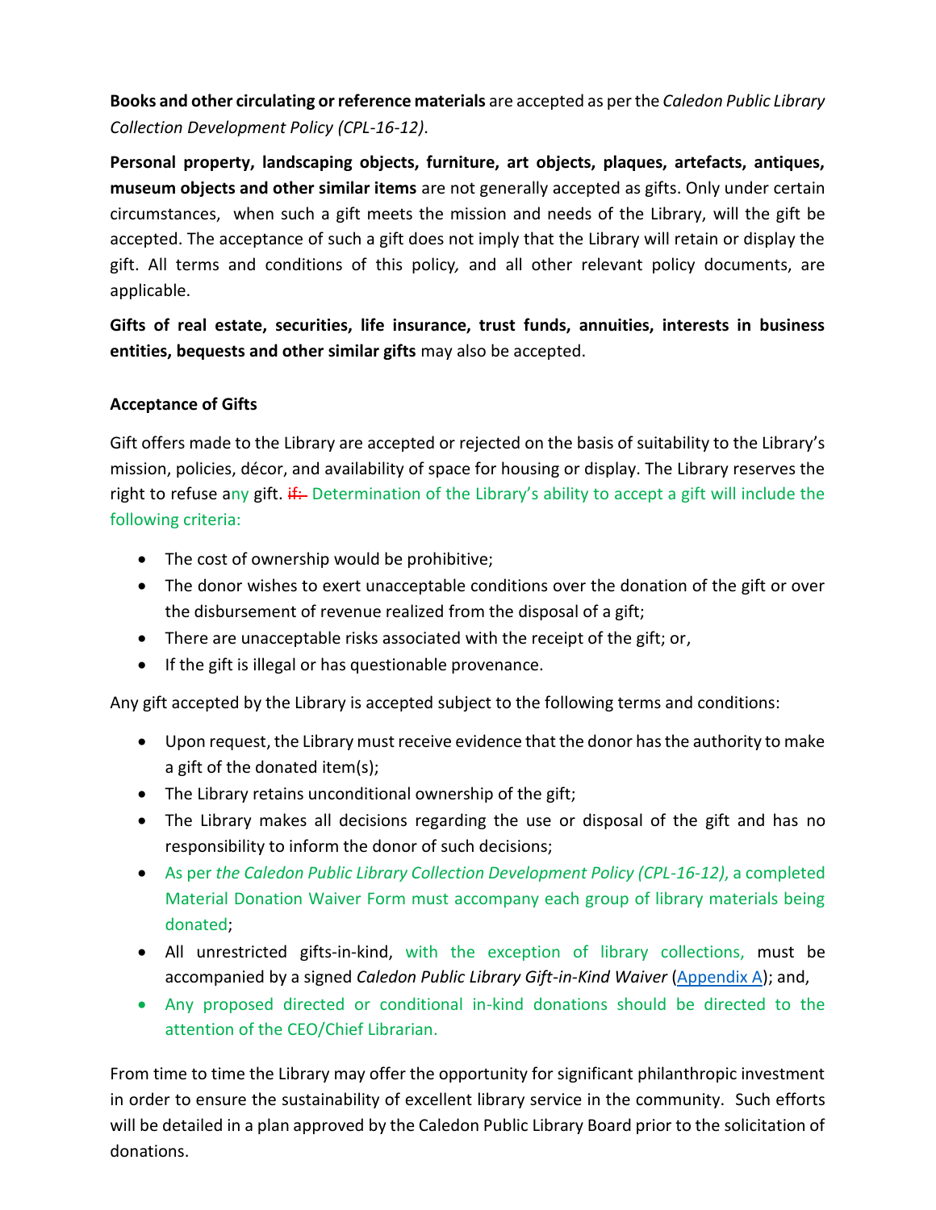**Books and other circulating or reference materials** are accepted as per the *Caledon Public Library Collection Development Policy (CPL-16-12)*.

**Personal property, landscaping objects, furniture, art objects, plaques, artefacts, antiques, museum objects and other similar items** are not generally accepted as gifts. Only under certain circumstances, when such a gift meets the mission and needs of the Library, will the gift be accepted. The acceptance of such a gift does not imply that the Library will retain or display the gift. All terms and conditions of this policy, and all other relevant policy documents, are applicable.

**Gifts of real estate, securities, life insurance, trust funds, annuities, interests in business entities, bequests and other similar gifts** may also be accepted.

**Acceptance of Gifts**

Gift offers made to the Library are accepted or rejected on the basis of suitability to the Library's mission, policies, décor, and availability of space for housing or display. The Library reserves the right to refuse any gift. ~~if:~~ Determination of the Library's ability to accept a gift will include the following criteria:

- The cost of ownership would be prohibitive;
- The donor wishes to exert unacceptable conditions over the donation of the gift or over the disbursement of revenue realized from the disposal of a gift;
- There are unacceptable risks associated with the receipt of the gift; or,
- If the gift is illegal or has questionable provenance.

Any gift accepted by the Library is accepted subject to the following terms and conditions:

- Upon request, the Library must receive evidence that the donor has the authority to make a gift of the donated item(s);
- The Library retains unconditional ownership of the gift;
- The Library makes all decisions regarding the use or disposal of the gift and has no responsibility to inform the donor of such decisions;
- As per *the Caledon Public Library Collection Development Policy (CPL-16-12)*, a completed Material Donation Waiver Form must accompany each group of library materials being donated;
- All unrestricted gifts-in-kind, with the exception of library collections, must be accompanied by a signed *Caledon Public Library Gift-in-Kind Waiver* (Appendix A); and,
- Any proposed directed or conditional in-kind donations should be directed to the attention of the CEO/Chief Librarian.

From time to time the Library may offer the opportunity for significant philanthropic investment in order to ensure the sustainability of excellent library service in the community. Such efforts will be detailed in a plan approved by the Caledon Public Library Board prior to the solicitation of donations.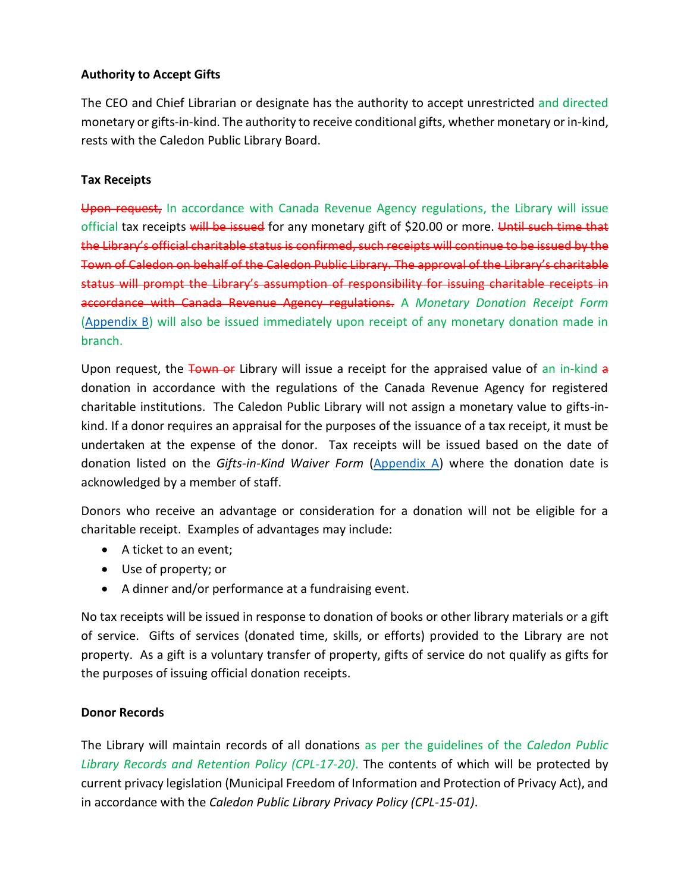**Authority to Accept Gifts**

The CEO and Chief Librarian or designate has the authority to accept unrestricted and directed monetary or gifts-in-kind. The authority to receive conditional gifts, whether monetary or in-kind, rests with the Caledon Public Library Board.

**Tax Receipts**

~~Upon request,~~ In accordance with Canada Revenue Agency regulations, the Library will issue official tax receipts ~~will be issued~~ for any monetary gift of $20.00 or more. ~~Until such time that the Library's official charitable status is confirmed, such receipts will continue to be issued by the Town of Caledon on behalf of the Caledon Public Library. The approval of the Library's charitable status will prompt the Library's assumption of responsibility for issuing charitable receipts in accordance with Canada Revenue Agency regulations.~~ A *Monetary Donation Receipt Form* (Appendix B) will also be issued immediately upon receipt of any monetary donation made in branch.

Upon request, the ~~Town or~~ Library will issue a receipt for the appraised value of an in-kind ~~a~~ donation in accordance with the regulations of the Canada Revenue Agency for registered charitable institutions. The Caledon Public Library will not assign a monetary value to gifts-in-kind. If a donor requires an appraisal for the purposes of the issuance of a tax receipt, it must be undertaken at the expense of the donor. Tax receipts will be issued based on the date of donation listed on the *Gifts-in-Kind Waiver Form* (Appendix A) where the donation date is acknowledged by a member of staff.

Donors who receive an advantage or consideration for a donation will not be eligible for a charitable receipt. Examples of advantages may include:

- A ticket to an event;
- Use of property; or
- A dinner and/or performance at a fundraising event.

No tax receipts will be issued in response to donation of books or other library materials or a gift of service. Gifts of services (donated time, skills, or efforts) provided to the Library are not property. As a gift is a voluntary transfer of property, gifts of service do not qualify as gifts for the purposes of issuing official donation receipts.

**Donor Records**

The Library will maintain records of all donations as per the guidelines of the *Caledon Public Library Records and Retention Policy (CPL-17-20).* The contents of which will be protected by current privacy legislation (Municipal Freedom of Information and Protection of Privacy Act), and in accordance with the *Caledon Public Library Privacy Policy (CPL-15-01)*.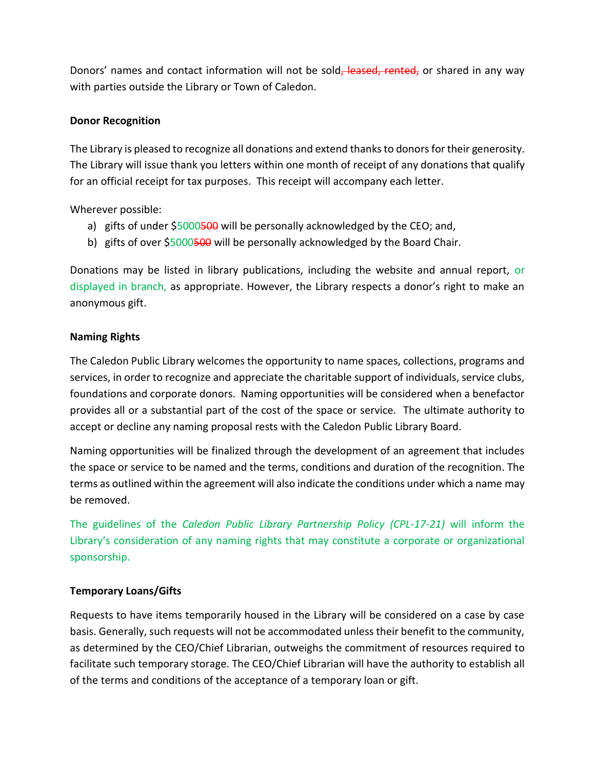Donors' names and contact information will not be sold~~, leased, rented,~~ or shared in any way with parties outside the Library or Town of Caledon.

**Donor Recognition**

The Library is pleased to recognize all donations and extend thanks to donors for their generosity. The Library will issue thank you letters within one month of receipt of any donations that qualify for an official receipt for tax purposes. This receipt will accompany each letter.

Wherever possible:

a) gifts of under $5000~~500~~ will be personally acknowledged by the CEO; and,

b) gifts of over $5000~~500~~ will be personally acknowledged by the Board Chair.

Donations may be listed in library publications, including the website and annual report, or displayed in branch, as appropriate. However, the Library respects a donor's right to make an anonymous gift.

**Naming Rights**

The Caledon Public Library welcomes the opportunity to name spaces, collections, programs and services, in order to recognize and appreciate the charitable support of individuals, service clubs, foundations and corporate donors. Naming opportunities will be considered when a benefactor provides all or a substantial part of the cost of the space or service. The ultimate authority to accept or decline any naming proposal rests with the Caledon Public Library Board.

Naming opportunities will be finalized through the development of an agreement that includes the space or service to be named and the terms, conditions and duration of the recognition. The terms as outlined within the agreement will also indicate the conditions under which a name may be removed.

The guidelines of the *Caledon Public Library Partnership Policy (CPL-17-21)* will inform the Library's consideration of any naming rights that may constitute a corporate or organizational sponsorship.

**Temporary Loans/Gifts**

Requests to have items temporarily housed in the Library will be considered on a case by case basis. Generally, such requests will not be accommodated unless their benefit to the community, as determined by the CEO/Chief Librarian, outweighs the commitment of resources required to facilitate such temporary storage. The CEO/Chief Librarian will have the authority to establish all of the terms and conditions of the acceptance of a temporary loan or gift.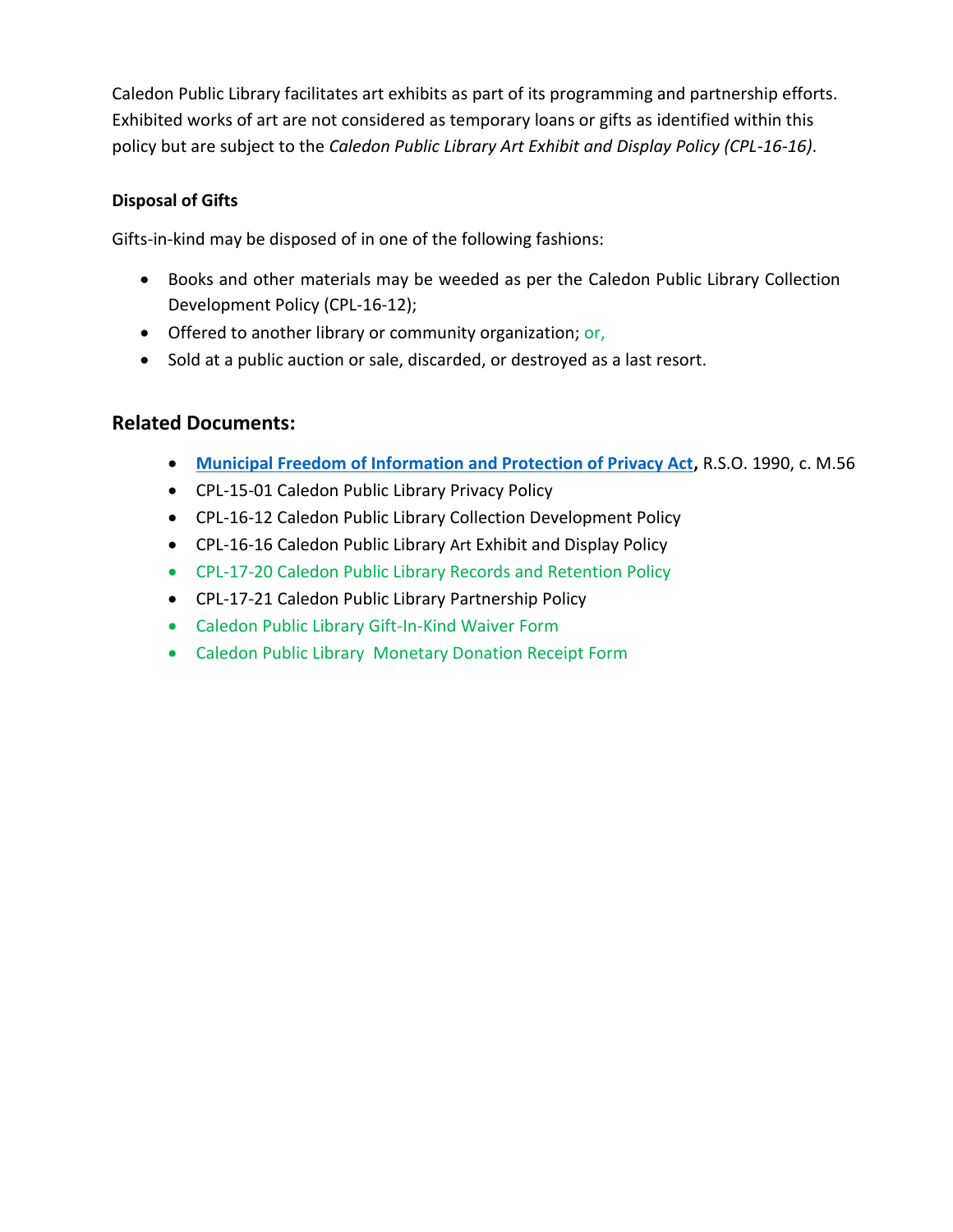Caledon Public Library facilitates art exhibits as part of its programming and partnership efforts. Exhibited works of art are not considered as temporary loans or gifts as identified within this policy but are subject to the *Caledon Public Library Art Exhibit and Display Policy (CPL-16-16)*.

**Disposal of Gifts**

Gifts-in-kind may be disposed of in one of the following fashions:

- Books and other materials may be weeded as per the Caledon Public Library Collection Development Policy (CPL-16-12);
- Offered to another library or community organization; or,
- Sold at a public auction or sale, discarded, or destroyed as a last resort.

## Related Documents:

- **Municipal Freedom of Information and Protection of Privacy Act,** R.S.O. 1990, c. M.56
- CPL-15-01 Caledon Public Library Privacy Policy
- CPL-16-12 Caledon Public Library Collection Development Policy
- CPL-16-16 Caledon Public Library Art Exhibit and Display Policy
- CPL-17-20 Caledon Public Library Records and Retention Policy
- CPL-17-21 Caledon Public Library Partnership Policy
- Caledon Public Library Gift-In-Kind Waiver Form
- Caledon Public Library Monetary Donation Receipt Form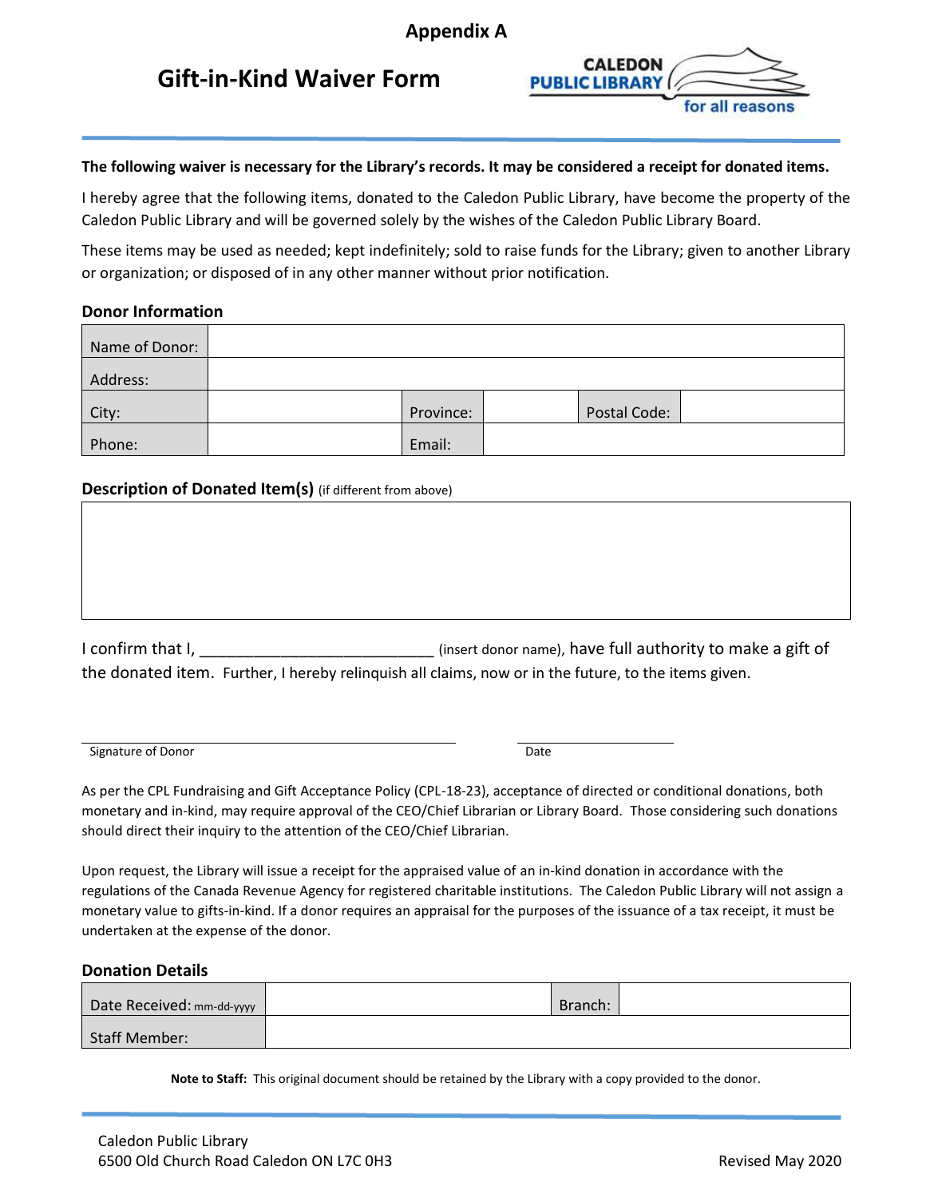**Appendix A**

# Gift-in-Kind Waiver Form

CALEDON PUBLIC LIBRARY for all reasons

**The following waiver is necessary for the Library's records. It may be considered a receipt for donated items.**

I hereby agree that the following items, donated to the Caledon Public Library, have become the property of the Caledon Public Library and will be governed solely by the wishes of the Caledon Public Library Board.

These items may be used as needed; kept indefinitely; sold to raise funds for the Library; given to another Library or organization; or disposed of in any other manner without prior notification.

### Donor Information

| Name of Donor: | | | | | |
|---|---|---|---|---|---|
| Address: | | | | | |
| City: | | Province: | | Postal Code: | |
| Phone: | | Email: | | | |

### Description of Donated Item(s) (if different from above)

| |
|---|
| |

I confirm that I, ___________________________ (insert donor name), have full authority to make a gift of the donated item. Further, I hereby relinquish all claims, now or in the future, to the items given.

_______________________________ Signature of Donor

_______________ Date

As per the CPL Fundraising and Gift Acceptance Policy (CPL-18-23), acceptance of directed or conditional donations, both monetary and in-kind, may require approval of the CEO/Chief Librarian or Library Board. Those considering such donations should direct their inquiry to the attention of the CEO/Chief Librarian.

Upon request, the Library will issue a receipt for the appraised value of an in-kind donation in accordance with the regulations of the Canada Revenue Agency for registered charitable institutions. The Caledon Public Library will not assign a monetary value to gifts-in-kind. If a donor requires an appraisal for the purposes of the issuance of a tax receipt, it must be undertaken at the expense of the donor.

### Donation Details

| Date Received: mm-dd-yyyy | | Branch: | |
|---|---|---|---|
| Staff Member: | | | |

**Note to Staff:** This original document should be retained by the Library with a copy provided to the donor.

Caledon Public Library
6500 Old Church Road Caledon ON L7C 0H3

Revised May 2020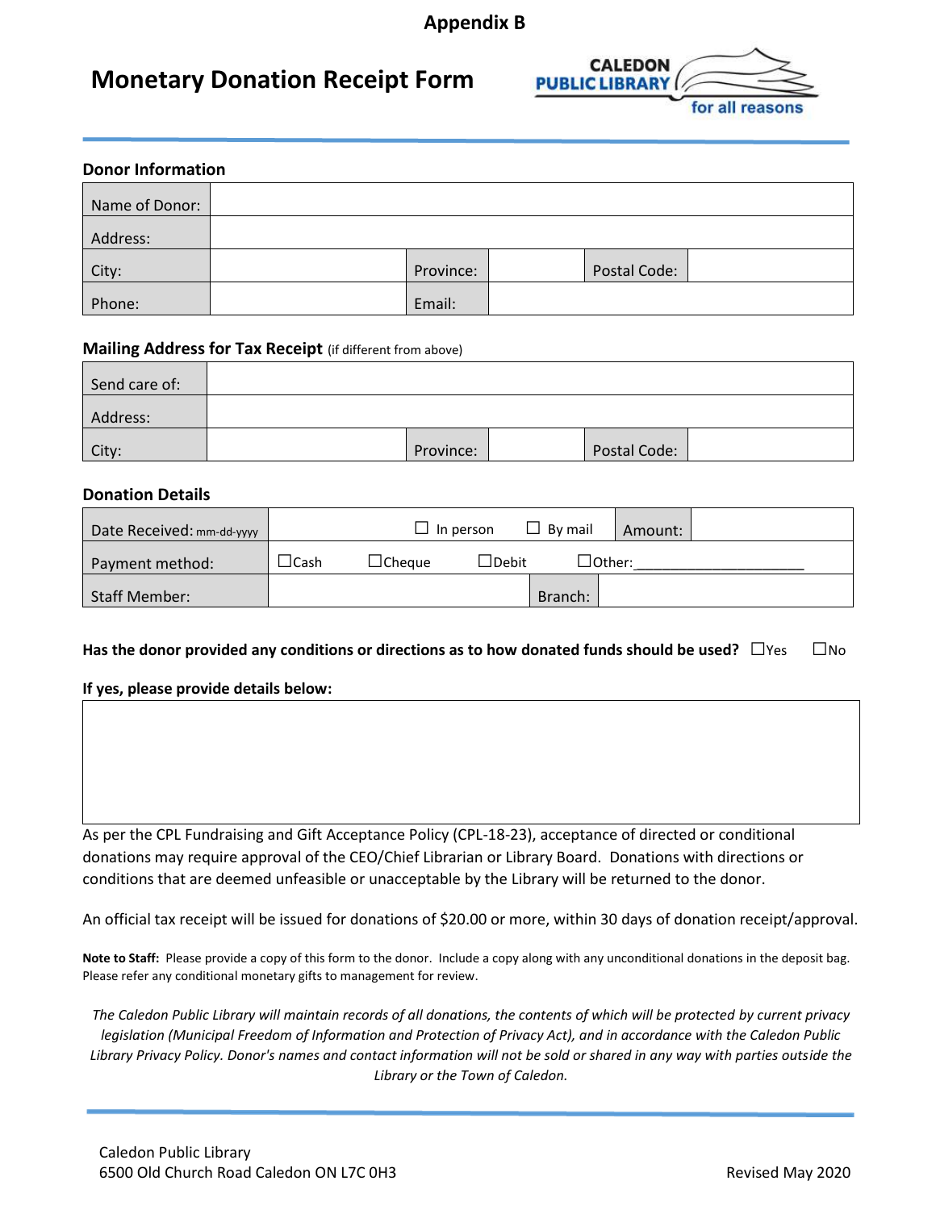**Appendix B**

# Monetary Donation Receipt Form

CALEDON PUBLIC LIBRARY for all reasons

## Donor Information

| | | | | | |
|---|---|---|---|---|---|
| Name of Donor: | | | | | |
| Address: | | | | | |
| City: | | Province: | | Postal Code: | |
| Phone: | | Email: | | | |

## Mailing Address for Tax Receipt (if different from above)

| | | | | | |
|---|---|---|---|---|---|
| Send care of: | | | | | |
| Address: | | | | | |
| City: | | Province: | | Postal Code: | |

## Donation Details

| | | | |
|---|---|---|---|
| Date Received: mm-dd-yyyy | ☐ In person ☐ By mail | Amount: | |
| Payment method: | ☐Cash ☐Cheque ☐Debit ☐Other:______________________ | | |
| Staff Member: | | Branch: | |

**Has the donor provided any conditions or directions as to how donated funds should be used?** ☐Yes ☐No

**If yes, please provide details below:**

| |
|---|
| |

As per the CPL Fundraising and Gift Acceptance Policy (CPL-18-23), acceptance of directed or conditional donations may require approval of the CEO/Chief Librarian or Library Board. Donations with directions or conditions that are deemed unfeasible or unacceptable by the Library will be returned to the donor.

An official tax receipt will be issued for donations of $20.00 or more, within 30 days of donation receipt/approval.

**Note to Staff:** Please provide a copy of this form to the donor. Include a copy along with any unconditional donations in the deposit bag. Please refer any conditional monetary gifts to management for review.

*The Caledon Public Library will maintain records of all donations, the contents of which will be protected by current privacy legislation (Municipal Freedom of Information and Protection of Privacy Act), and in accordance with the Caledon Public Library Privacy Policy. Donor's names and contact information will not be sold or shared in any way with parties outside the Library or the Town of Caledon.*

Caledon Public Library
6500 Old Church Road Caledon ON L7C 0H3

Revised May 2020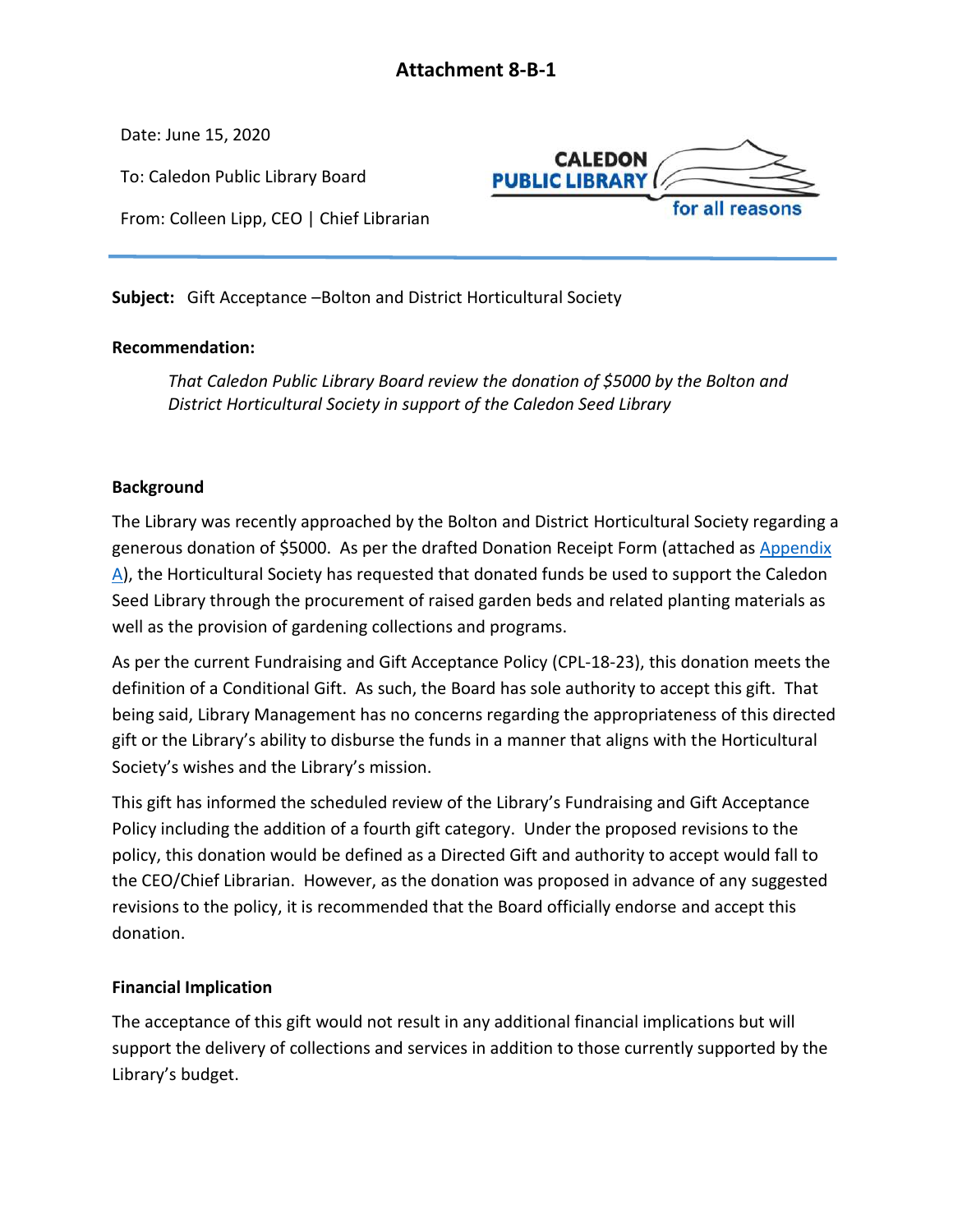# Attachment 8-B-1

Date: June 15, 2020

To: Caledon Public Library Board

From: Colleen Lipp, CEO | Chief Librarian

CALEDON PUBLIC LIBRARY for all reasons

---

**Subject:** Gift Acceptance –Bolton and District Horticultural Society

**Recommendation:**

> *That Caledon Public Library Board review the donation of $5000 by the Bolton and District Horticultural Society in support of the Caledon Seed Library*

**Background**

The Library was recently approached by the Bolton and District Horticultural Society regarding a generous donation of $5000. As per the drafted Donation Receipt Form (attached as Appendix A), the Horticultural Society has requested that donated funds be used to support the Caledon Seed Library through the procurement of raised garden beds and related planting materials as well as the provision of gardening collections and programs.

As per the current Fundraising and Gift Acceptance Policy (CPL-18-23), this donation meets the definition of a Conditional Gift. As such, the Board has sole authority to accept this gift. That being said, Library Management has no concerns regarding the appropriateness of this directed gift or the Library's ability to disburse the funds in a manner that aligns with the Horticultural Society's wishes and the Library's mission.

This gift has informed the scheduled review of the Library's Fundraising and Gift Acceptance Policy including the addition of a fourth gift category. Under the proposed revisions to the policy, this donation would be defined as a Directed Gift and authority to accept would fall to the CEO/Chief Librarian. However, as the donation was proposed in advance of any suggested revisions to the policy, it is recommended that the Board officially endorse and accept this donation.

**Financial Implication**

The acceptance of this gift would not result in any additional financial implications but will support the delivery of collections and services in addition to those currently supported by the Library's budget.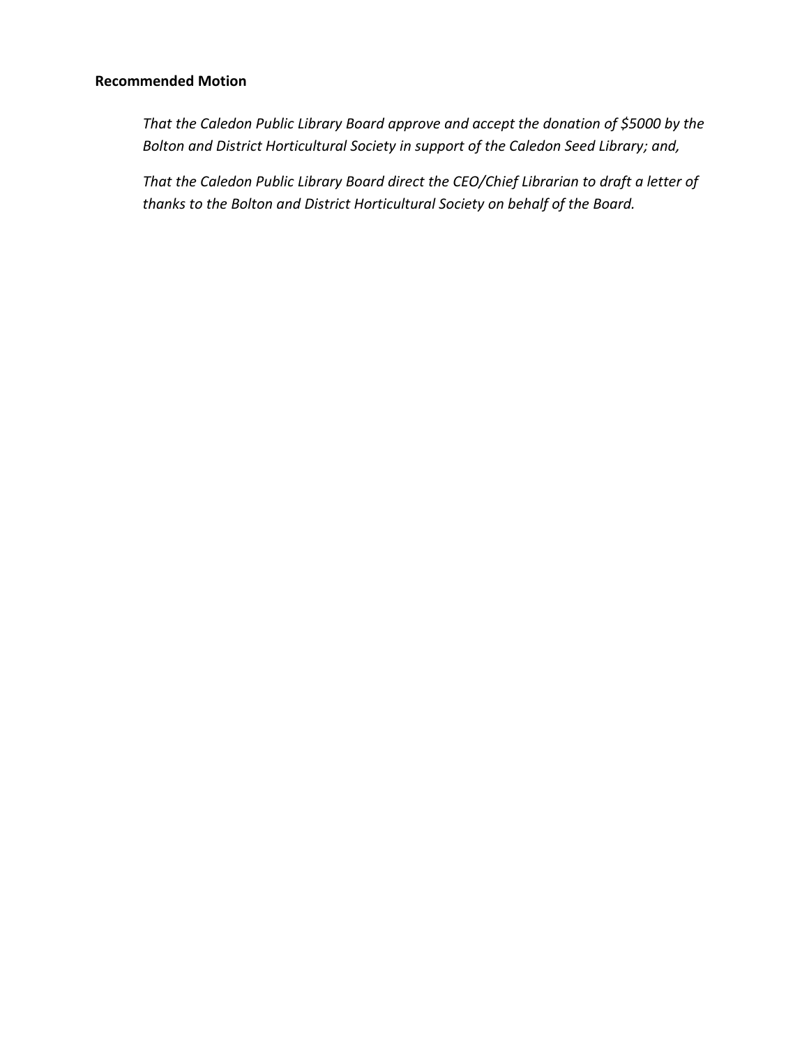**Recommended Motion**

*That the Caledon Public Library Board approve and accept the donation of $5000 by the Bolton and District Horticultural Society in support of the Caledon Seed Library; and,*

*That the Caledon Public Library Board direct the CEO/Chief Librarian to draft a letter of thanks to the Bolton and District Horticultural Society on behalf of the Board.*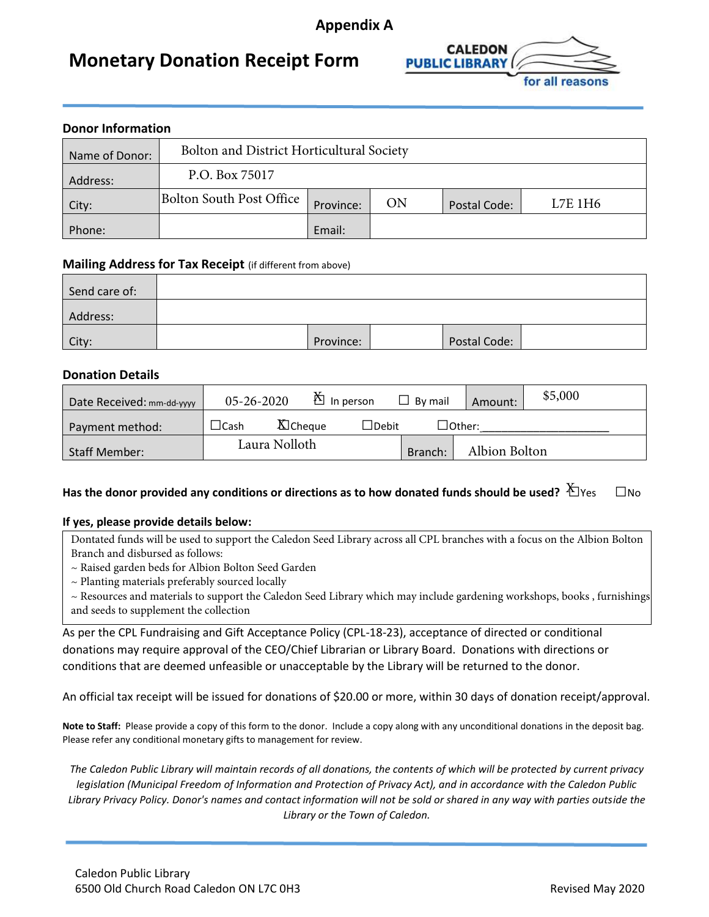**Appendix A**

# Monetary Donation Receipt Form

CALEDON PUBLIC LIBRARY for all reasons

## Donor Information

| | | | | | |
|---|---|---|---|---|---|
| Name of Donor: | Bolton and District Horticultural Society | | | | |
| Address: | P.O. Box 75017 | | | | |
| City: | Bolton South Post Office | Province: | ON | Postal Code: | L7E 1H6 |
| Phone: | | Email: | | | |

## Mailing Address for Tax Receipt (if different from above)

| | | | | | |
|---|---|---|---|---|---|
| Send care of: | | | | | |
| Address: | | | | | |
| City: | | Province: | | Postal Code: | |

## Donation Details

| | | | | | |
|---|---|---|---|---|---|
| Date Received: mm-dd-yyyy | 05-26-2020 | ☒ In person | ☐ By mail | Amount: | $5,000 |
| Payment method: | ☐Cash | ☒Cheque | ☐Debit | ☐Other:___________ | |
| Staff Member: | Laura Nolloth | | Branch: | Albion Bolton | |

**Has the donor provided any conditions or directions as to how donated funds should be used?** ☒Yes ☐No

**If yes, please provide details below:**

Dontated funds will be used to support the Caledon Seed Library across all CPL branches with a focus on the Albion Bolton Branch and disbursed as follows:
~ Raised garden beds for Albion Bolton Seed Garden
~ Planting materials preferably sourced locally
~ Resources and materials to support the Caledon Seed Library which may include gardening workshops, books , furnishings and seeds to supplement the collection

As per the CPL Fundraising and Gift Acceptance Policy (CPL-18-23), acceptance of directed or conditional donations may require approval of the CEO/Chief Librarian or Library Board. Donations with directions or conditions that are deemed unfeasible or unacceptable by the Library will be returned to the donor.

An official tax receipt will be issued for donations of $20.00 or more, within 30 days of donation receipt/approval.

**Note to Staff:** Please provide a copy of this form to the donor. Include a copy along with any unconditional donations in the deposit bag. Please refer any conditional monetary gifts to management for review.

*The Caledon Public Library will maintain records of all donations, the contents of which will be protected by current privacy legislation (Municipal Freedom of Information and Protection of Privacy Act), and in accordance with the Caledon Public Library Privacy Policy. Donor's names and contact information will not be sold or shared in any way with parties outside the Library or the Town of Caledon.*

Caledon Public Library
6500 Old Church Road Caledon ON L7C 0H3

Revised May 2020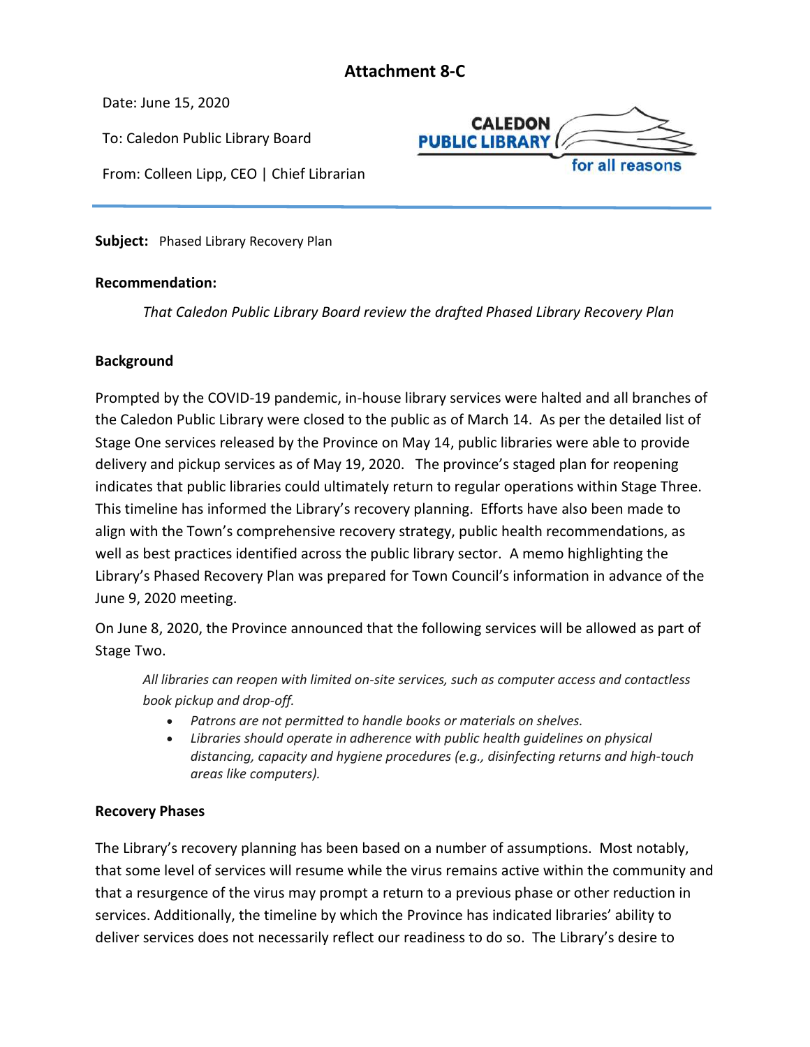# Attachment 8-C

Date: June 15, 2020

To: Caledon Public Library Board

From: Colleen Lipp, CEO | Chief Librarian

CALEDON PUBLIC LIBRARY for all reasons

**Subject:** Phased Library Recovery Plan

**Recommendation:**

*That Caledon Public Library Board review the drafted Phased Library Recovery Plan*

**Background**

Prompted by the COVID-19 pandemic, in-house library services were halted and all branches of the Caledon Public Library were closed to the public as of March 14. As per the detailed list of Stage One services released by the Province on May 14, public libraries were able to provide delivery and pickup services as of May 19, 2020. The province's staged plan for reopening indicates that public libraries could ultimately return to regular operations within Stage Three. This timeline has informed the Library's recovery planning. Efforts have also been made to align with the Town's comprehensive recovery strategy, public health recommendations, as well as best practices identified across the public library sector. A memo highlighting the Library's Phased Recovery Plan was prepared for Town Council's information in advance of the June 9, 2020 meeting.

On June 8, 2020, the Province announced that the following services will be allowed as part of Stage Two.

*All libraries can reopen with limited on-site services, such as computer access and contactless book pickup and drop-off.*

- *Patrons are not permitted to handle books or materials on shelves.*
- *Libraries should operate in adherence with public health guidelines on physical distancing, capacity and hygiene procedures (e.g., disinfecting returns and high-touch areas like computers).*

**Recovery Phases**

The Library's recovery planning has been based on a number of assumptions. Most notably, that some level of services will resume while the virus remains active within the community and that a resurgence of the virus may prompt a return to a previous phase or other reduction in services. Additionally, the timeline by which the Province has indicated libraries' ability to deliver services does not necessarily reflect our readiness to do so. The Library's desire to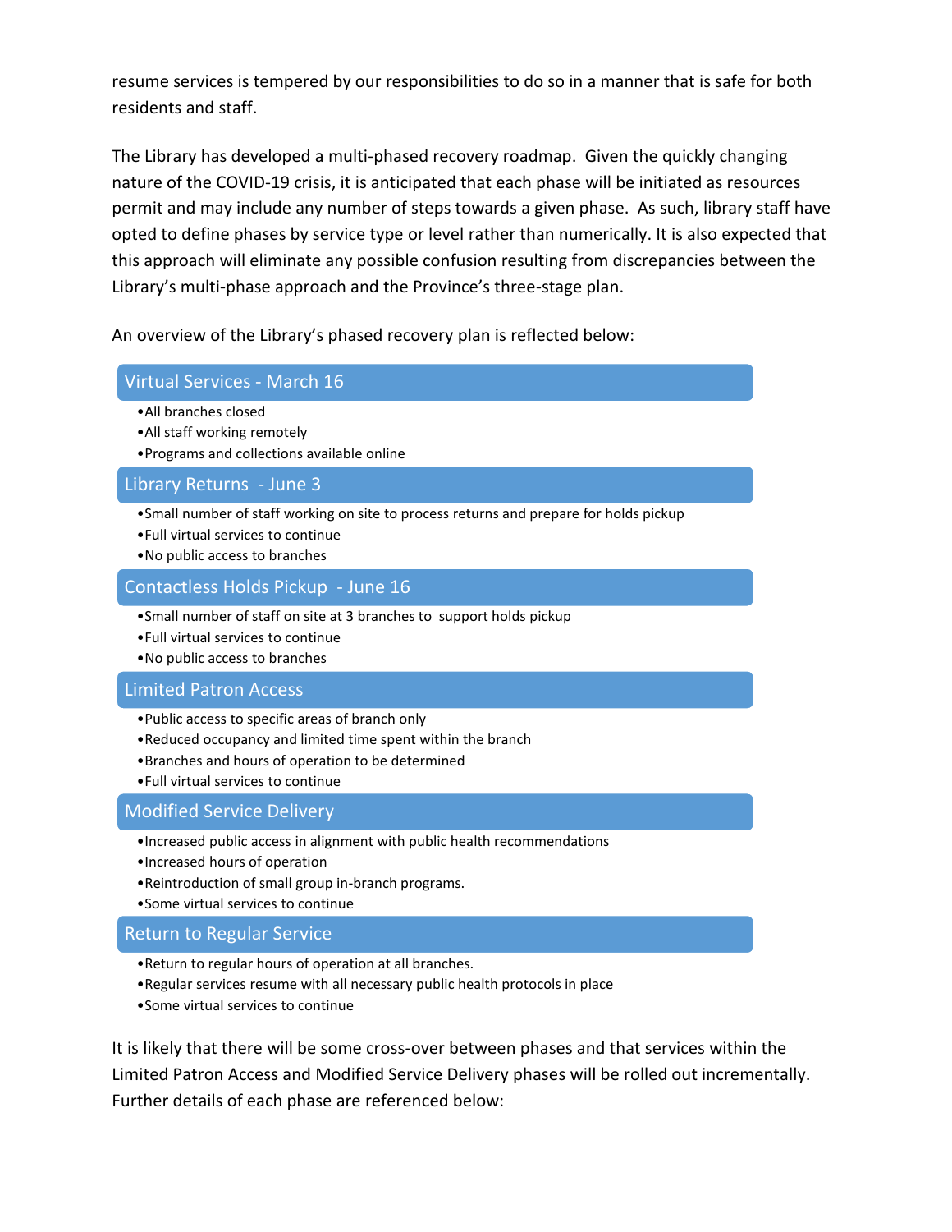resume services is tempered by our responsibilities to do so in a manner that is safe for both residents and staff.

The Library has developed a multi-phased recovery roadmap. Given the quickly changing nature of the COVID-19 crisis, it is anticipated that each phase will be initiated as resources permit and may include any number of steps towards a given phase. As such, library staff have opted to define phases by service type or level rather than numerically. It is also expected that this approach will eliminate any possible confusion resulting from discrepancies between the Library's multi-phase approach and the Province's three-stage plan.

An overview of the Library's phased recovery plan is reflected below:

**Virtual Services - March 16**

- All branches closed
- All staff working remotely
- Programs and collections available online

**Library Returns - June 3**

- Small number of staff working on site to process returns and prepare for holds pickup
- Full virtual services to continue
- No public access to branches

**Contactless Holds Pickup - June 16**

- Small number of staff on site at 3 branches to support holds pickup
- Full virtual services to continue
- No public access to branches

**Limited Patron Access**

- Public access to specific areas of branch only
- Reduced occupancy and limited time spent within the branch
- Branches and hours of operation to be determined
- Full virtual services to continue

**Modified Service Delivery**

- Increased public access in alignment with public health recommendations
- Increased hours of operation
- Reintroduction of small group in-branch programs.
- Some virtual services to continue

**Return to Regular Service**

- Return to regular hours of operation at all branches.
- Regular services resume with all necessary public health protocols in place
- Some virtual services to continue

It is likely that there will be some cross-over between phases and that services within the Limited Patron Access and Modified Service Delivery phases will be rolled out incrementally. Further details of each phase are referenced below: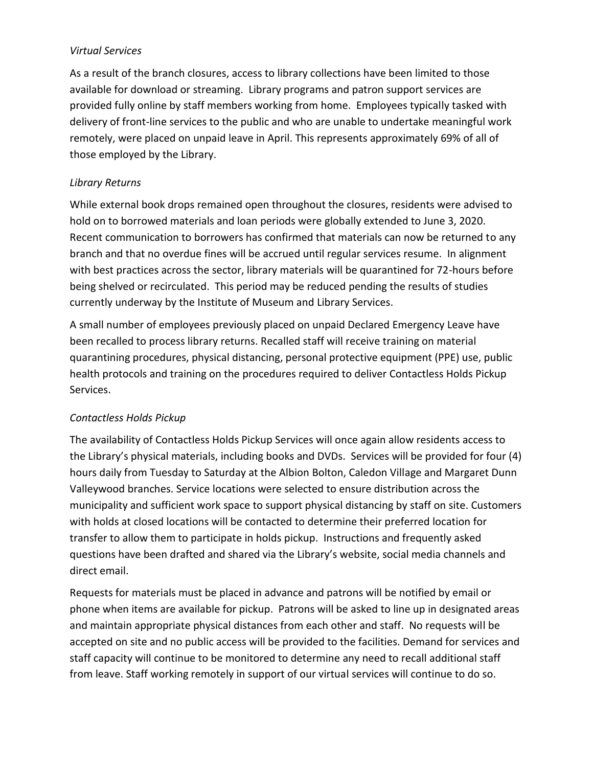*Virtual Services*

As a result of the branch closures, access to library collections have been limited to those available for download or streaming. Library programs and patron support services are provided fully online by staff members working from home. Employees typically tasked with delivery of front-line services to the public and who are unable to undertake meaningful work remotely, were placed on unpaid leave in April. This represents approximately 69% of all of those employed by the Library.

*Library Returns*

While external book drops remained open throughout the closures, residents were advised to hold on to borrowed materials and loan periods were globally extended to June 3, 2020. Recent communication to borrowers has confirmed that materials can now be returned to any branch and that no overdue fines will be accrued until regular services resume. In alignment with best practices across the sector, library materials will be quarantined for 72-hours before being shelved or recirculated. This period may be reduced pending the results of studies currently underway by the Institute of Museum and Library Services.

A small number of employees previously placed on unpaid Declared Emergency Leave have been recalled to process library returns. Recalled staff will receive training on material quarantining procedures, physical distancing, personal protective equipment (PPE) use, public health protocols and training on the procedures required to deliver Contactless Holds Pickup Services.

*Contactless Holds Pickup*

The availability of Contactless Holds Pickup Services will once again allow residents access to the Library's physical materials, including books and DVDs. Services will be provided for four (4) hours daily from Tuesday to Saturday at the Albion Bolton, Caledon Village and Margaret Dunn Valleywood branches. Service locations were selected to ensure distribution across the municipality and sufficient work space to support physical distancing by staff on site. Customers with holds at closed locations will be contacted to determine their preferred location for transfer to allow them to participate in holds pickup. Instructions and frequently asked questions have been drafted and shared via the Library's website, social media channels and direct email.

Requests for materials must be placed in advance and patrons will be notified by email or phone when items are available for pickup. Patrons will be asked to line up in designated areas and maintain appropriate physical distances from each other and staff. No requests will be accepted on site and no public access will be provided to the facilities. Demand for services and staff capacity will continue to be monitored to determine any need to recall additional staff from leave. Staff working remotely in support of our virtual services will continue to do so.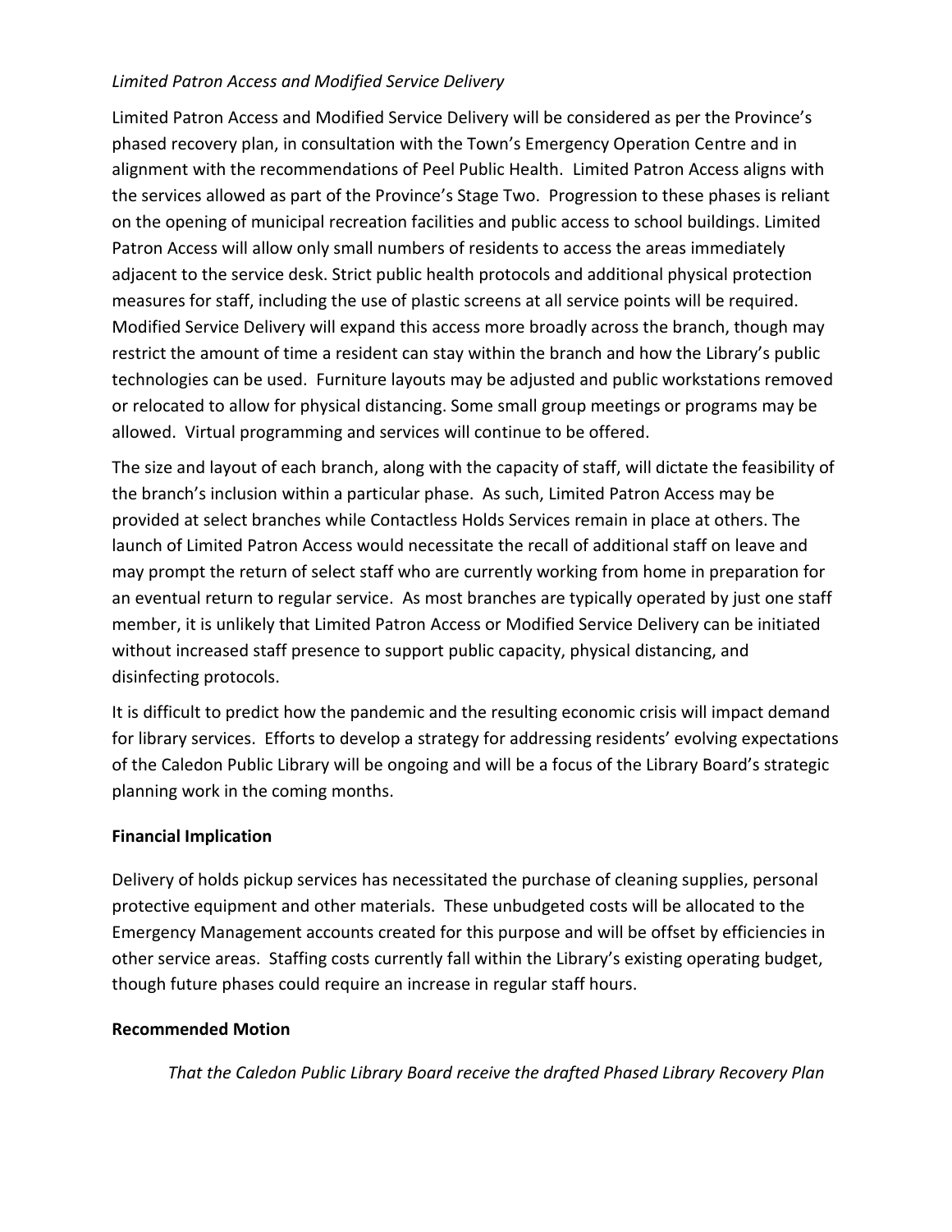*Limited Patron Access and Modified Service Delivery*

Limited Patron Access and Modified Service Delivery will be considered as per the Province's phased recovery plan, in consultation with the Town's Emergency Operation Centre and in alignment with the recommendations of Peel Public Health. Limited Patron Access aligns with the services allowed as part of the Province's Stage Two. Progression to these phases is reliant on the opening of municipal recreation facilities and public access to school buildings. Limited Patron Access will allow only small numbers of residents to access the areas immediately adjacent to the service desk. Strict public health protocols and additional physical protection measures for staff, including the use of plastic screens at all service points will be required. Modified Service Delivery will expand this access more broadly across the branch, though may restrict the amount of time a resident can stay within the branch and how the Library's public technologies can be used. Furniture layouts may be adjusted and public workstations removed or relocated to allow for physical distancing. Some small group meetings or programs may be allowed. Virtual programming and services will continue to be offered.

The size and layout of each branch, along with the capacity of staff, will dictate the feasibility of the branch's inclusion within a particular phase. As such, Limited Patron Access may be provided at select branches while Contactless Holds Services remain in place at others. The launch of Limited Patron Access would necessitate the recall of additional staff on leave and may prompt the return of select staff who are currently working from home in preparation for an eventual return to regular service. As most branches are typically operated by just one staff member, it is unlikely that Limited Patron Access or Modified Service Delivery can be initiated without increased staff presence to support public capacity, physical distancing, and disinfecting protocols.

It is difficult to predict how the pandemic and the resulting economic crisis will impact demand for library services. Efforts to develop a strategy for addressing residents' evolving expectations of the Caledon Public Library will be ongoing and will be a focus of the Library Board's strategic planning work in the coming months.

**Financial Implication**

Delivery of holds pickup services has necessitated the purchase of cleaning supplies, personal protective equipment and other materials. These unbudgeted costs will be allocated to the Emergency Management accounts created for this purpose and will be offset by efficiencies in other service areas. Staffing costs currently fall within the Library's existing operating budget, though future phases could require an increase in regular staff hours.

**Recommended Motion**

*That the Caledon Public Library Board receive the drafted Phased Library Recovery Plan*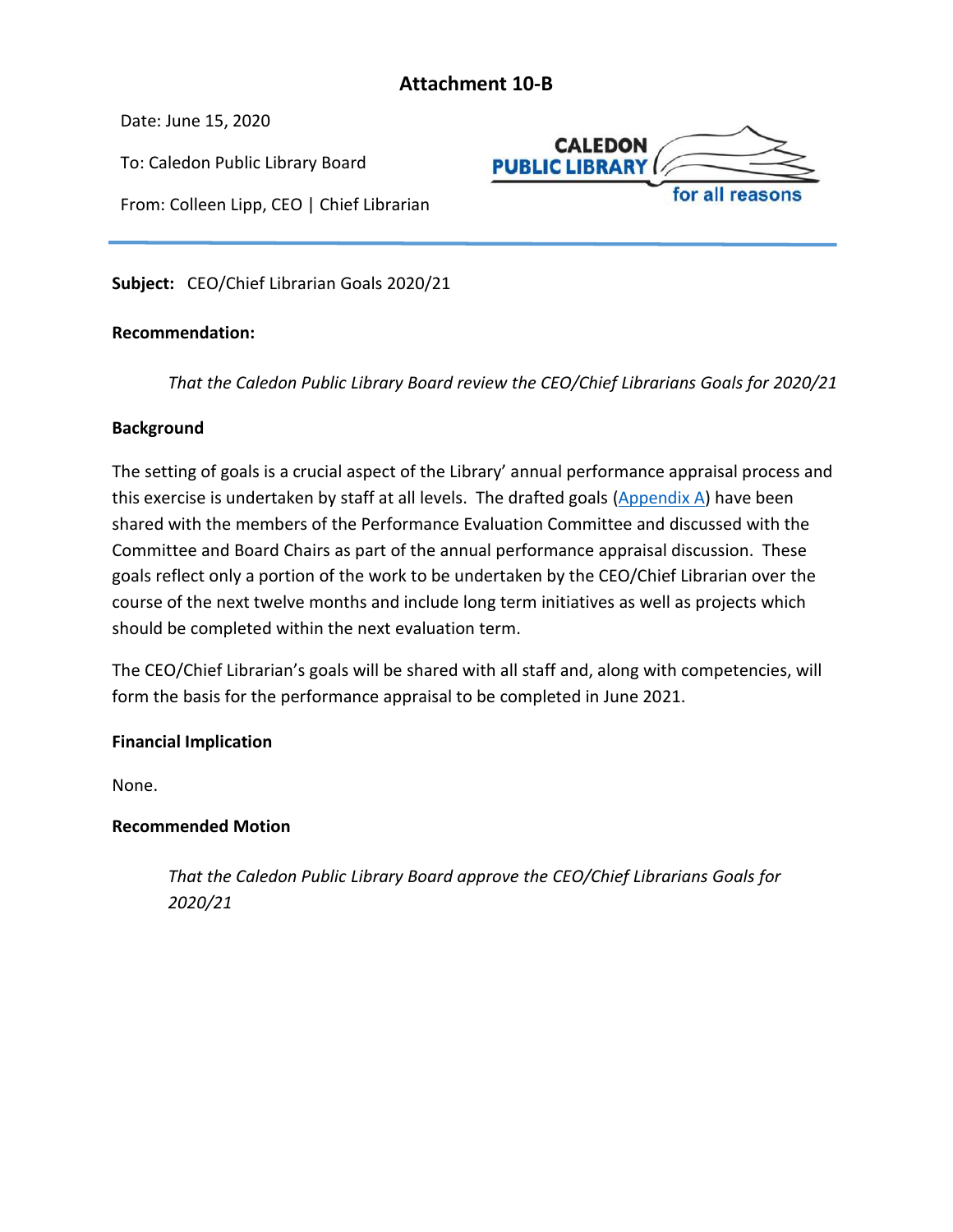# Attachment 10-B

Date: June 15, 2020

To: Caledon Public Library Board

From: Colleen Lipp, CEO | Chief Librarian

CALEDON PUBLIC LIBRARY for all reasons

---

**Subject:** CEO/Chief Librarian Goals 2020/21

**Recommendation:**

*That the Caledon Public Library Board review the CEO/Chief Librarians Goals for 2020/21*

**Background**

The setting of goals is a crucial aspect of the Library' annual performance appraisal process and this exercise is undertaken by staff at all levels. The drafted goals (Appendix A) have been shared with the members of the Performance Evaluation Committee and discussed with the Committee and Board Chairs as part of the annual performance appraisal discussion. These goals reflect only a portion of the work to be undertaken by the CEO/Chief Librarian over the course of the next twelve months and include long term initiatives as well as projects which should be completed within the next evaluation term.

The CEO/Chief Librarian's goals will be shared with all staff and, along with competencies, will form the basis for the performance appraisal to be completed in June 2021.

**Financial Implication**

None.

**Recommended Motion**

*That the Caledon Public Library Board approve the CEO/Chief Librarians Goals for 2020/21*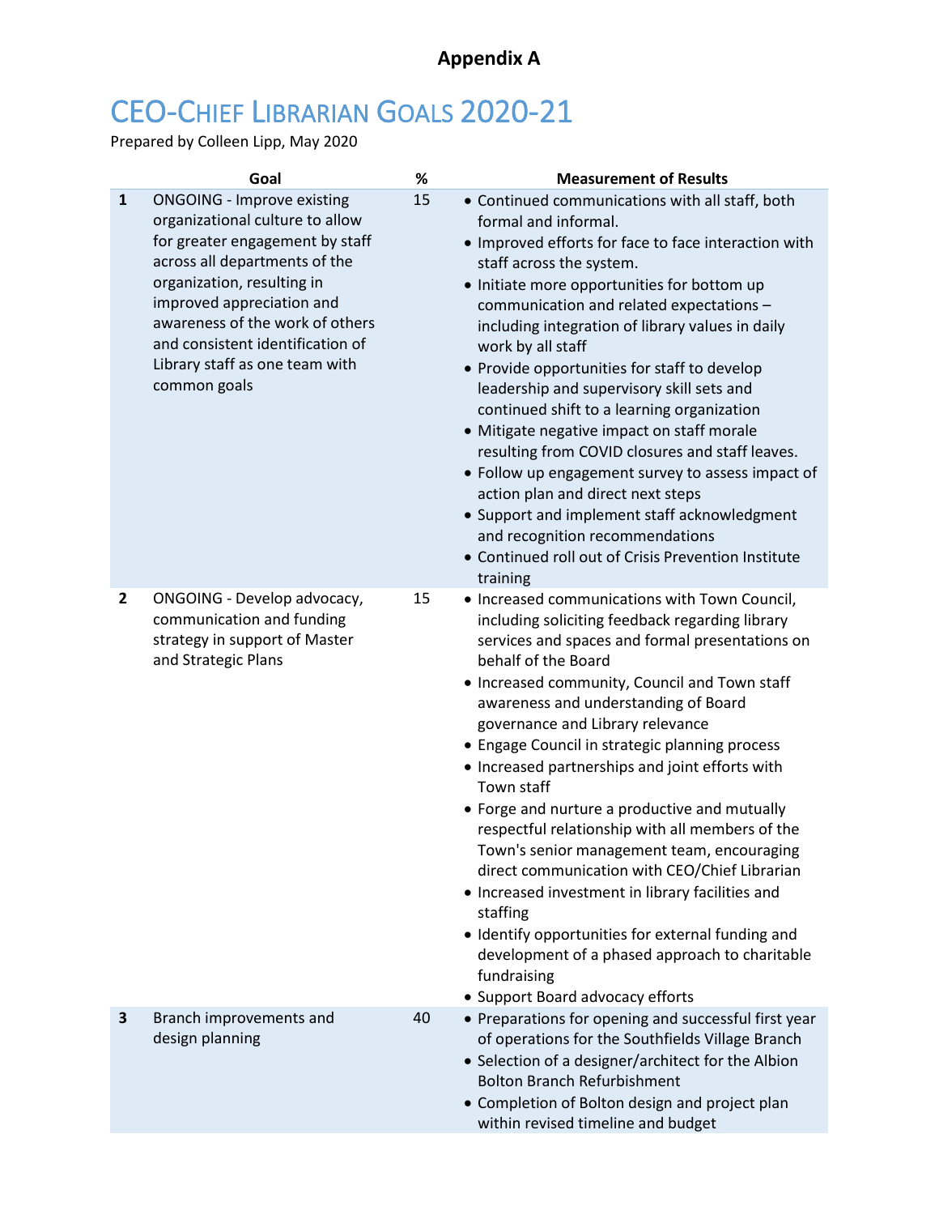**Appendix A**

# CEO-Chief Librarian Goals 2020-21

Prepared by Colleen Lipp, May 2020

| | Goal | % | Measurement of Results |
|---|---|---|---|
| 1 | ONGOING - Improve existing organizational culture to allow for greater engagement by staff across all departments of the organization, resulting in improved appreciation and awareness of the work of others and consistent identification of Library staff as one team with common goals | 15 | • Continued communications with all staff, both formal and informal.<br>• Improved efforts for face to face interaction with staff across the system.<br>• Initiate more opportunities for bottom up communication and related expectations – including integration of library values in daily work by all staff<br>• Provide opportunities for staff to develop leadership and supervisory skill sets and continued shift to a learning organization<br>• Mitigate negative impact on staff morale resulting from COVID closures and staff leaves.<br>• Follow up engagement survey to assess impact of action plan and direct next steps<br>• Support and implement staff acknowledgment and recognition recommendations<br>• Continued roll out of Crisis Prevention Institute training |
| 2 | ONGOING - Develop advocacy, communication and funding strategy in support of Master and Strategic Plans | 15 | • Increased communications with Town Council, including soliciting feedback regarding library services and spaces and formal presentations on behalf of the Board<br>• Increased community, Council and Town staff awareness and understanding of Board governance and Library relevance<br>• Engage Council in strategic planning process<br>• Increased partnerships and joint efforts with Town staff<br>• Forge and nurture a productive and mutually respectful relationship with all members of the Town's senior management team, encouraging direct communication with CEO/Chief Librarian<br>• Increased investment in library facilities and staffing<br>• Identify opportunities for external funding and development of a phased approach to charitable fundraising<br>• Support Board advocacy efforts |
| 3 | Branch improvements and design planning | 40 | • Preparations for opening and successful first year of operations for the Southfields Village Branch<br>• Selection of a designer/architect for the Albion Bolton Branch Refurbishment<br>• Completion of Bolton design and project plan within revised timeline and budget |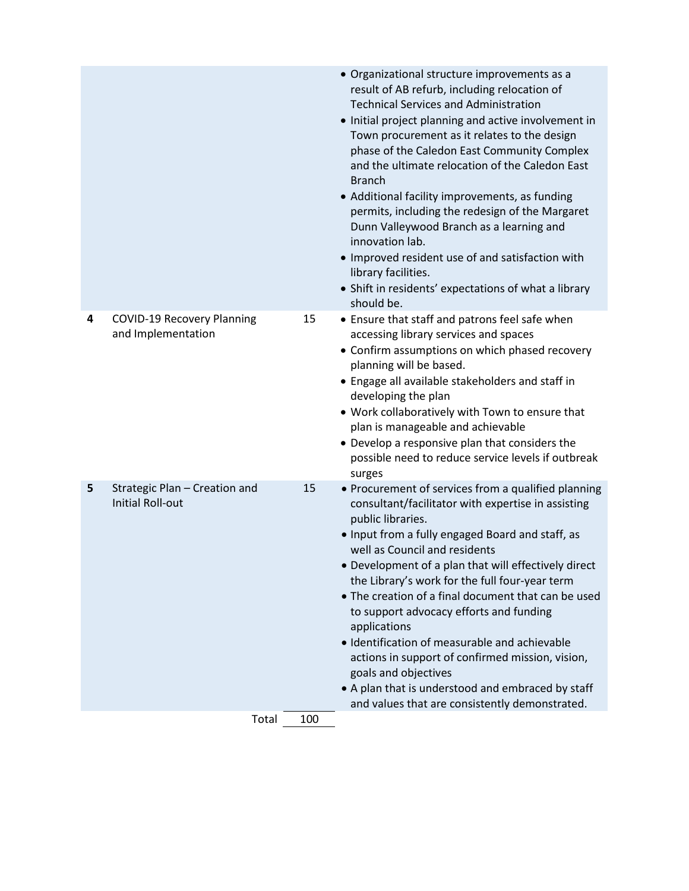| | | | |
|---|---|---|---|
| | | | • Organizational structure improvements as a result of AB refurb, including relocation of Technical Services and Administration<br>• Initial project planning and active involvement in Town procurement as it relates to the design phase of the Caledon East Community Complex and the ultimate relocation of the Caledon East Branch<br>• Additional facility improvements, as funding permits, including the redesign of the Margaret Dunn Valleywood Branch as a learning and innovation lab.<br>• Improved resident use of and satisfaction with library facilities.<br>• Shift in residents' expectations of what a library should be. |
| **4** | COVID-19 Recovery Planning and Implementation | 15 | • Ensure that staff and patrons feel safe when accessing library services and spaces<br>• Confirm assumptions on which phased recovery planning will be based.<br>• Engage all available stakeholders and staff in developing the plan<br>• Work collaboratively with Town to ensure that plan is manageable and achievable<br>• Develop a responsive plan that considers the possible need to reduce service levels if outbreak surges |
| **5** | Strategic Plan – Creation and Initial Roll-out | 15 | • Procurement of services from a qualified planning consultant/facilitator with expertise in assisting public libraries.<br>• Input from a fully engaged Board and staff, as well as Council and residents<br>• Development of a plan that will effectively direct the Library's work for the full four-year term<br>• The creation of a final document that can be used to support advocacy efforts and funding applications<br>• Identification of measurable and achievable actions in support of confirmed mission, vision, goals and objectives<br>• A plan that is understood and embraced by staff and values that are consistently demonstrated. |
| | Total | 100 | |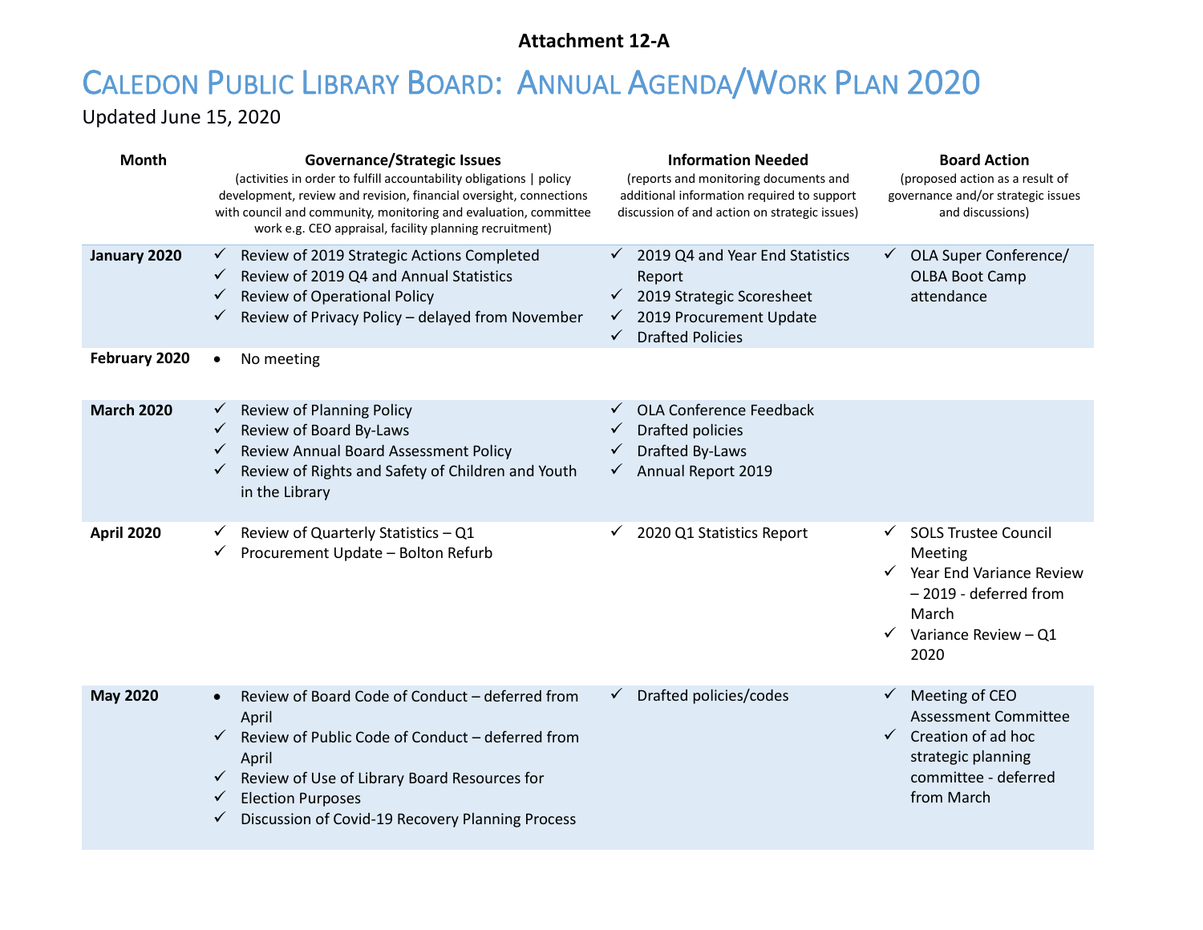**Attachment 12-A**

# CALEDON PUBLIC LIBRARY BOARD: ANNUAL AGENDA/WORK PLAN 2020

Updated June 15, 2020

| Month | Governance/Strategic Issues (activities in order to fulfill accountability obligations \| policy development, review and revision, financial oversight, connections with council and community, monitoring and evaluation, committee work e.g. CEO appraisal, facility planning recruitment) | Information Needed (reports and monitoring documents and additional information required to support discussion of and action on strategic issues) | Board Action (proposed action as a result of governance and/or strategic issues and discussions) |
|---|---|---|---|
| **January 2020** | ✓ Review of 2019 Strategic Actions Completed<br>✓ Review of 2019 Q4 and Annual Statistics<br>✓ Review of Operational Policy<br>✓ Review of Privacy Policy – delayed from November | ✓ 2019 Q4 and Year End Statistics Report<br>✓ 2019 Strategic Scoresheet<br>✓ 2019 Procurement Update<br>✓ Drafted Policies | ✓ OLA Super Conference/ OLBA Boot Camp attendance |
| **February 2020** | • No meeting | | |
| **March 2020** | ✓ Review of Planning Policy<br>✓ Review of Board By-Laws<br>✓ Review Annual Board Assessment Policy<br>✓ Review of Rights and Safety of Children and Youth in the Library | ✓ OLA Conference Feedback<br>✓ Drafted policies<br>✓ Drafted By-Laws<br>✓ Annual Report 2019 | |
| **April 2020** | ✓ Review of Quarterly Statistics – Q1<br>✓ Procurement Update – Bolton Refurb | ✓ 2020 Q1 Statistics Report | ✓ SOLS Trustee Council Meeting<br>✓ Year End Variance Review – 2019 - deferred from March<br>✓ Variance Review – Q1 2020 |
| **May 2020** | • Review of Board Code of Conduct – deferred from April<br>✓ Review of Public Code of Conduct – deferred from April<br>✓ Review of Use of Library Board Resources for<br>✓ Election Purposes<br>✓ Discussion of Covid-19 Recovery Planning Process | ✓ Drafted policies/codes | ✓ Meeting of CEO Assessment Committee<br>✓ Creation of ad hoc strategic planning committee - deferred from March |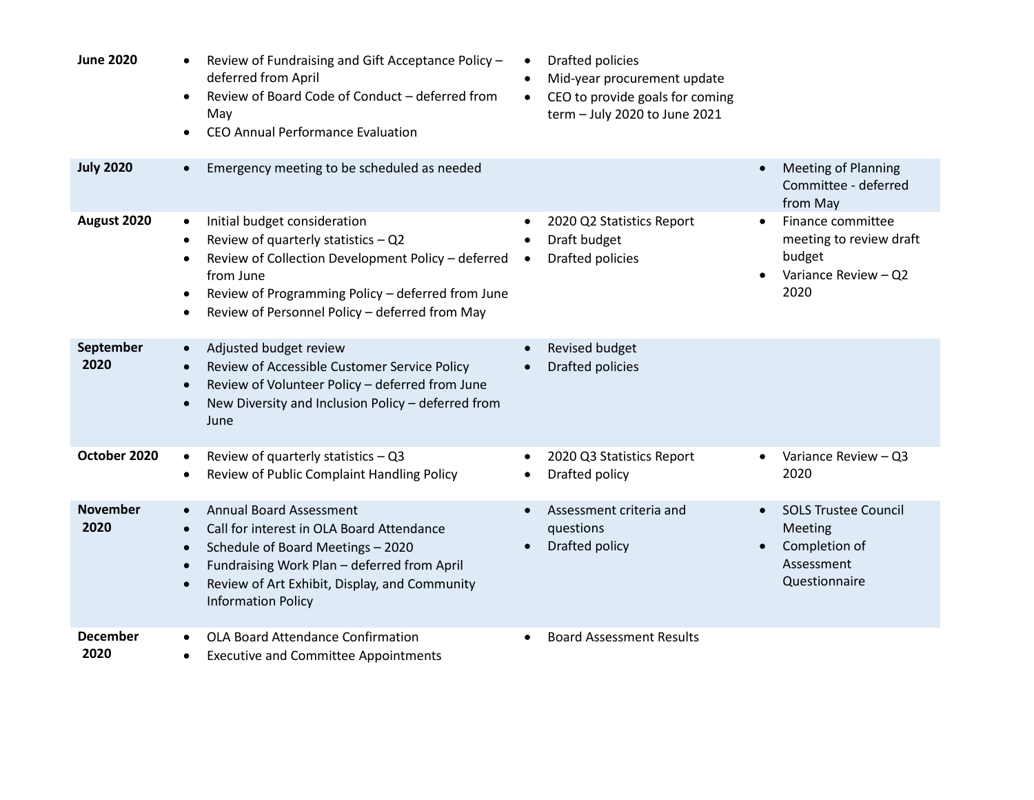| | | | |
|---|---|---|---|
| **June 2020** | • Review of Fundraising and Gift Acceptance Policy – deferred from April<br>• Review of Board Code of Conduct – deferred from May<br>• CEO Annual Performance Evaluation | • Drafted policies<br>• Mid-year procurement update<br>• CEO to provide goals for coming term – July 2020 to June 2021 | |
| **July 2020** | • Emergency meeting to be scheduled as needed | | • Meeting of Planning Committee - deferred from May |
| **August 2020** | • Initial budget consideration<br>• Review of quarterly statistics – Q2<br>• Review of Collection Development Policy – deferred from June<br>• Review of Programming Policy – deferred from June<br>• Review of Personnel Policy – deferred from May | • 2020 Q2 Statistics Report<br>• Draft budget<br>• Drafted policies | • Finance committee meeting to review draft budget<br>• Variance Review – Q2 2020 |
| **September 2020** | • Adjusted budget review<br>• Review of Accessible Customer Service Policy<br>• Review of Volunteer Policy – deferred from June<br>• New Diversity and Inclusion Policy – deferred from June | • Revised budget<br>• Drafted policies | |
| **October 2020** | • Review of quarterly statistics – Q3<br>• Review of Public Complaint Handling Policy | • 2020 Q3 Statistics Report<br>• Drafted policy | • Variance Review – Q3 2020 |
| **November 2020** | • Annual Board Assessment<br>• Call for interest in OLA Board Attendance<br>• Schedule of Board Meetings – 2020<br>• Fundraising Work Plan – deferred from April<br>• Review of Art Exhibit, Display, and Community Information Policy | • Assessment criteria and questions<br>• Drafted policy | • SOLS Trustee Council Meeting<br>• Completion of Assessment Questionnaire |
| **December 2020** | • OLA Board Attendance Confirmation<br>• Executive and Committee Appointments | • Board Assessment Results | |